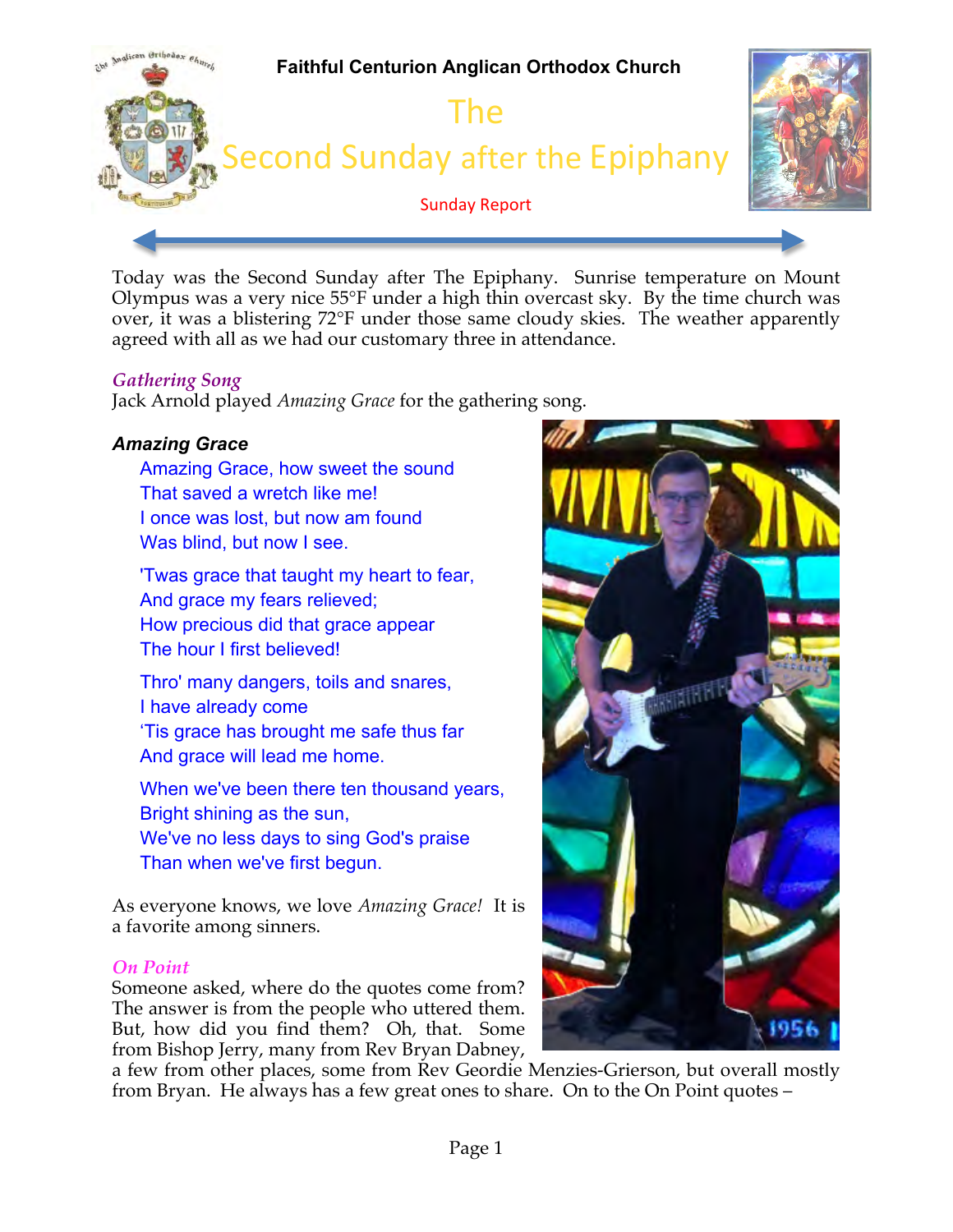**Faithful Centurion Anglican Orthodox Church**

# The
# Second Sunday after the Epiphany

Sunday Report

Today was the Second Sunday after The Epiphany. Sunrise temperature on Mount Olympus was a very nice 55°F under a high thin overcast sky. By the time church was over, it was a blistering 72°F under those same cloudy skies. The weather apparently agreed with all as we had our customary three in attendance.

### *Gathering Song*

Jack Arnold played *Amazing Grace* for the gathering song.

#### ***Amazing Grace***

Amazing Grace, how sweet the sound
That saved a wretch like me!
I once was lost, but now am found
Was blind, but now I see.

'Twas grace that taught my heart to fear,
And grace my fears relieved;
How precious did that grace appear
The hour I first believed!

Thro' many dangers, toils and snares,
I have already come
'Tis grace has brought me safe thus far
And grace will lead me home.

When we've been there ten thousand years,
Bright shining as the sun,
We've no less days to sing God's praise
Than when we've first begun.

As everyone knows, we love *Amazing Grace!* It is a favorite among sinners.

### *On Point*

Someone asked, where do the quotes come from? The answer is from the people who uttered them. But, how did you find them? Oh, that. Some from Bishop Jerry, many from Rev Bryan Dabney, a few from other places, some from Rev Geordie Menzies-Grierson, but overall mostly from Bryan. He always has a few great ones to share. On to the On Point quotes –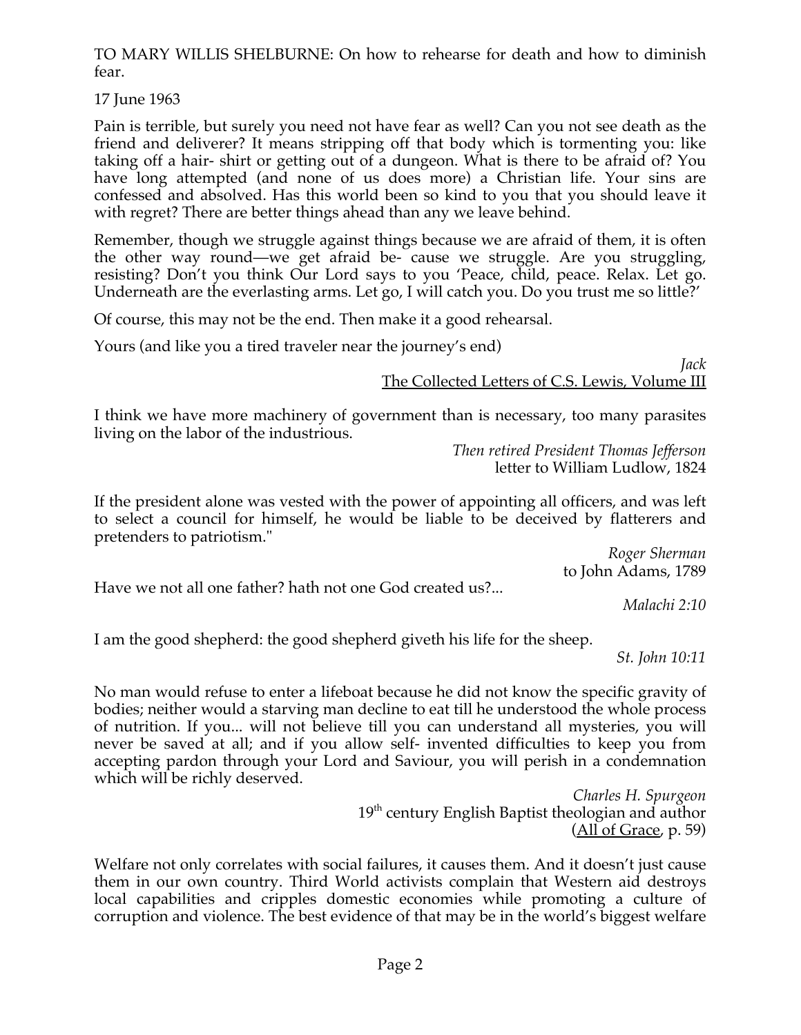TO MARY WILLIS SHELBURNE: On how to rehearse for death and how to diminish fear.

17 June 1963

Pain is terrible, but surely you need not have fear as well? Can you not see death as the friend and deliverer? It means stripping off that body which is tormenting you: like taking off a hair- shirt or getting out of a dungeon. What is there to be afraid of? You have long attempted (and none of us does more) a Christian life. Your sins are confessed and absolved. Has this world been so kind to you that you should leave it with regret? There are better things ahead than any we leave behind.

Remember, though we struggle against things because we are afraid of them, it is often the other way round—we get afraid be- cause we struggle. Are you struggling, resisting? Don't you think Our Lord says to you 'Peace, child, peace. Relax. Let go. Underneath are the everlasting arms. Let go, I will catch you. Do you trust me so little?'

Of course, this may not be the end. Then make it a good rehearsal.

Yours (and like you a tired traveler near the journey's end)

*Jack*
The Collected Letters of C.S. Lewis, Volume III

I think we have more machinery of government than is necessary, too many parasites living on the labor of the industrious.

*Then retired President Thomas Jefferson*
letter to William Ludlow, 1824

If the president alone was vested with the power of appointing all officers, and was left to select a council for himself, he would be liable to be deceived by flatterers and pretenders to patriotism."

*Roger Sherman*
to John Adams, 1789

Have we not all one father? hath not one God created us?...

*Malachi 2:10*

I am the good shepherd: the good shepherd giveth his life for the sheep.

*St. John 10:11*

No man would refuse to enter a lifeboat because he did not know the specific gravity of bodies; neither would a starving man decline to eat till he understood the whole process of nutrition. If you... will not believe till you can understand all mysteries, you will never be saved at all; and if you allow self- invented difficulties to keep you from accepting pardon through your Lord and Saviour, you will perish in a condemnation which will be richly deserved.

*Charles H. Spurgeon*
19th century English Baptist theologian and author
(All of Grace, p. 59)

Welfare not only correlates with social failures, it causes them. And it doesn't just cause them in our own country. Third World activists complain that Western aid destroys local capabilities and cripples domestic economies while promoting a culture of corruption and violence. The best evidence of that may be in the world's biggest welfare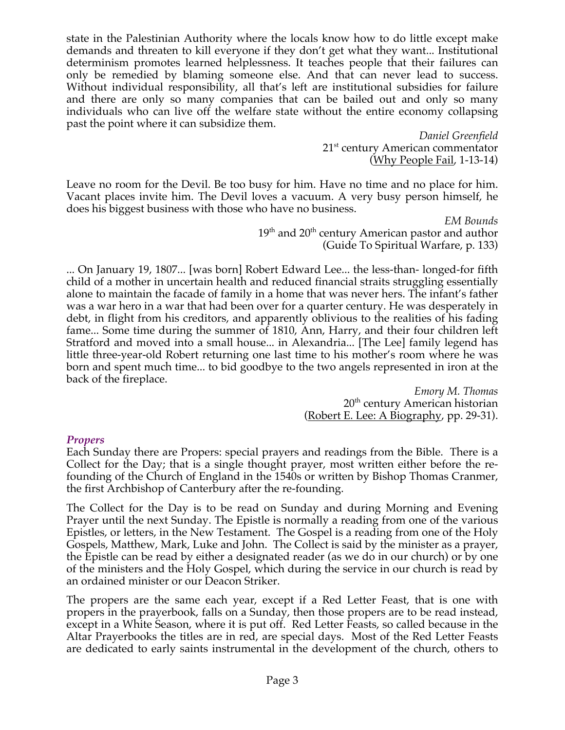state in the Palestinian Authority where the locals know how to do little except make demands and threaten to kill everyone if they don't get what they want... Institutional determinism promotes learned helplessness. It teaches people that their failures can only be remedied by blaming someone else. And that can never lead to success. Without individual responsibility, all that's left are institutional subsidies for failure and there are only so many companies that can be bailed out and only so many individuals who can live off the welfare state without the entire economy collapsing past the point where it can subsidize them.

*Daniel Greenfield*
21st century American commentator
(Why People Fail, 1-13-14)

Leave no room for the Devil. Be too busy for him. Have no time and no place for him. Vacant places invite him. The Devil loves a vacuum. A very busy person himself, he does his biggest business with those who have no business.

*EM Bounds*
19th and 20th century American pastor and author
(Guide To Spiritual Warfare, p. 133)

... On January 19, 1807... [was born] Robert Edward Lee... the less-than- longed-for fifth child of a mother in uncertain health and reduced financial straits struggling essentially alone to maintain the facade of family in a home that was never hers. The infant's father was a war hero in a war that had been over for a quarter century. He was desperately in debt, in flight from his creditors, and apparently oblivious to the realities of his fading fame... Some time during the summer of 1810, Ann, Harry, and their four children left Stratford and moved into a small house... in Alexandria... [The Lee] family legend has little three-year-old Robert returning one last time to his mother's room where he was born and spent much time... to bid goodbye to the two angels represented in iron at the back of the fireplace.

*Emory M. Thomas*
20th century American historian
(Robert E. Lee: A Biography, pp. 29-31).

### *Propers*

Each Sunday there are Propers: special prayers and readings from the Bible. There is a Collect for the Day; that is a single thought prayer, most written either before the re-founding of the Church of England in the 1540s or written by Bishop Thomas Cranmer, the first Archbishop of Canterbury after the re-founding.

The Collect for the Day is to be read on Sunday and during Morning and Evening Prayer until the next Sunday. The Epistle is normally a reading from one of the various Epistles, or letters, in the New Testament. The Gospel is a reading from one of the Holy Gospels, Matthew, Mark, Luke and John. The Collect is said by the minister as a prayer, the Epistle can be read by either a designated reader (as we do in our church) or by one of the ministers and the Holy Gospel, which during the service in our church is read by an ordained minister or our Deacon Striker.

The propers are the same each year, except if a Red Letter Feast, that is one with propers in the prayerbook, falls on a Sunday, then those propers are to be read instead, except in a White Season, where it is put off. Red Letter Feasts, so called because in the Altar Prayerbooks the titles are in red, are special days. Most of the Red Letter Feasts are dedicated to early saints instrumental in the development of the church, others to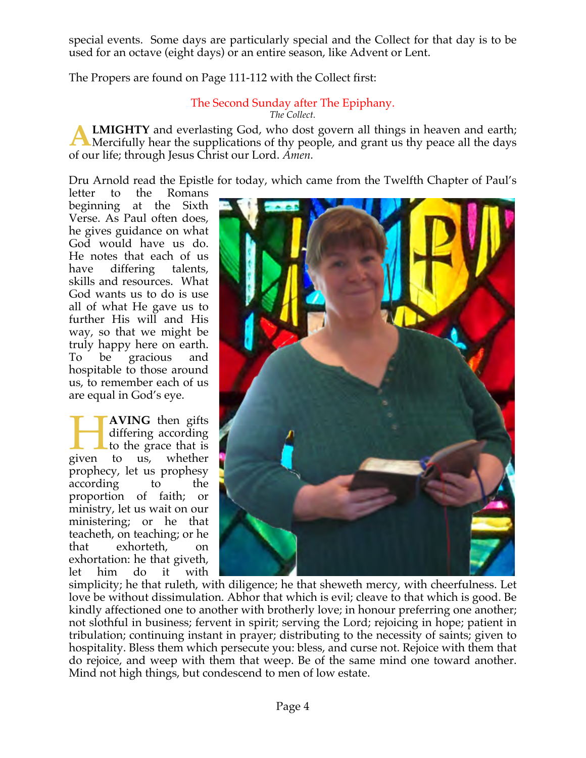special events. Some days are particularly special and the Collect for that day is to be used for an octave (eight days) or an entire season, like Advent or Lent.

The Propers are found on Page 111-112 with the Collect first:

### The Second Sunday after The Epiphany.

*The Collect.*

**ALMIGHTY** and everlasting God, who dost govern all things in heaven and earth; Mercifully hear the supplications of thy people, and grant us thy peace all the days of our life; through Jesus Christ our Lord. *Amen.*

Dru Arnold read the Epistle for today, which came from the Twelfth Chapter of Paul's letter to the Romans beginning at the Sixth Verse. As Paul often does, he gives guidance on what God would have us do. He notes that each of us have differing talents, skills and resources. What God wants us to do is use all of what He gave us to further His will and His way, so that we might be truly happy here on earth. To be gracious and hospitable to those around us, to remember each of us are equal in God's eye.

**HAVING** then gifts differing according to the grace that is given to us, whether prophecy, let us prophesy according to the proportion of faith; or ministry, let us wait on our ministering; or he that teacheth, on teaching; or he that exhorteth, on exhortation: he that giveth, let him do it with simplicity; he that ruleth, with diligence; he that sheweth mercy, with cheerfulness. Let love be without dissimulation. Abhor that which is evil; cleave to that which is good. Be kindly affectioned one to another with brotherly love; in honour preferring one another; not slothful in business; fervent in spirit; serving the Lord; rejoicing in hope; patient in tribulation; continuing instant in prayer; distributing to the necessity of saints; given to hospitality. Bless them which persecute you: bless, and curse not. Rejoice with them that do rejoice, and weep with them that weep. Be of the same mind one toward another. Mind not high things, but condescend to men of low estate.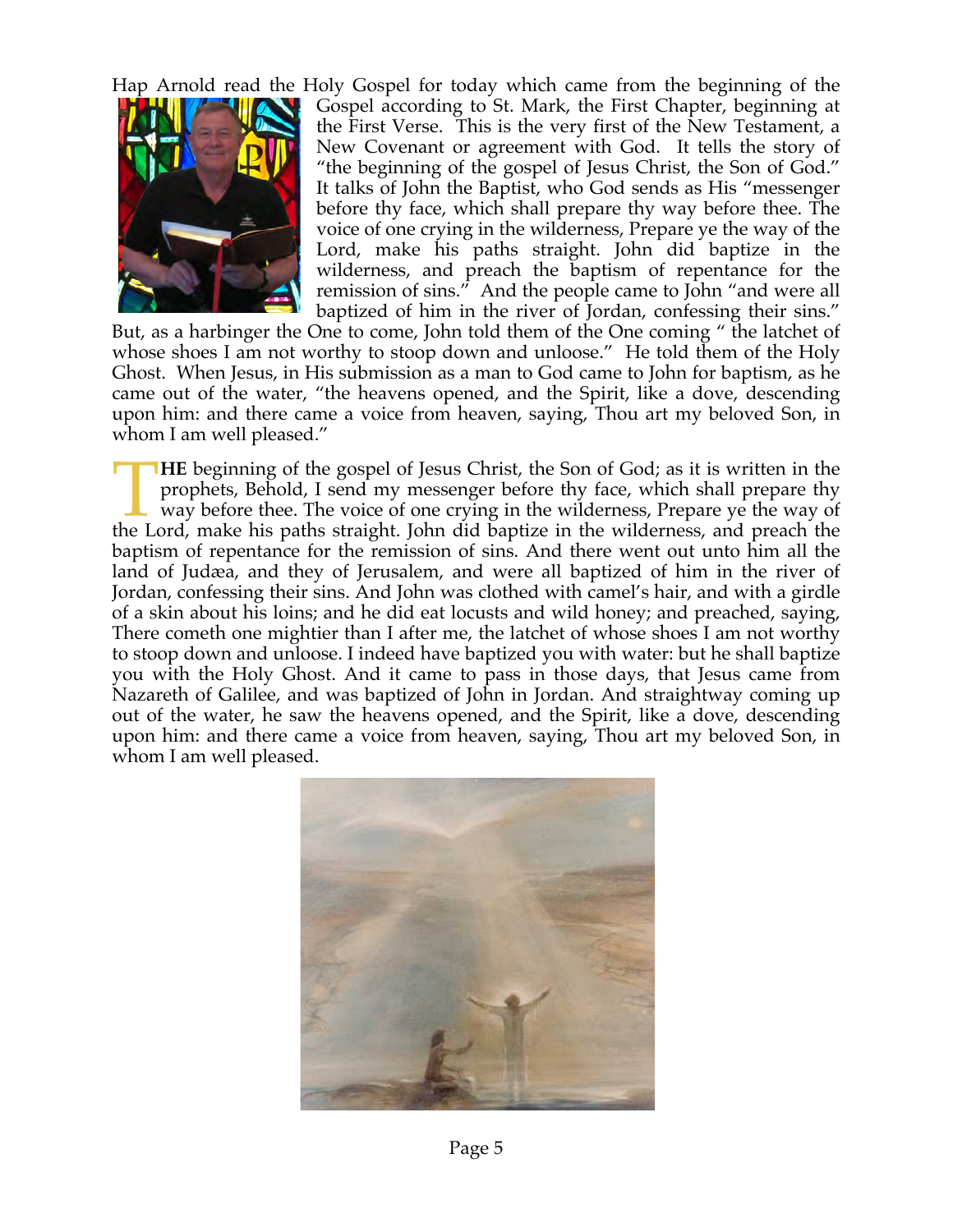Hap Arnold read the Holy Gospel for today which came from the beginning of the Gospel according to St. Mark, the First Chapter, beginning at the First Verse. This is the very first of the New Testament, a New Covenant or agreement with God. It tells the story of "the beginning of the gospel of Jesus Christ, the Son of God." It talks of John the Baptist, who God sends as His "messenger before thy face, which shall prepare thy way before thee. The voice of one crying in the wilderness, Prepare ye the way of the Lord, make his paths straight. John did baptize in the wilderness, and preach the baptism of repentance for the remission of sins." And the people came to John "and were all baptized of him in the river of Jordan, confessing their sins." But, as a harbinger the One to come, John told them of the One coming " the latchet of whose shoes I am not worthy to stoop down and unloose." He told them of the Holy Ghost. When Jesus, in His submission as a man to God came to John for baptism, as he came out of the water, "the heavens opened, and the Spirit, like a dove, descending upon him: and there came a voice from heaven, saying, Thou art my beloved Son, in whom I am well pleased."

**THE** beginning of the gospel of Jesus Christ, the Son of God; as it is written in the prophets, Behold, I send my messenger before thy face, which shall prepare thy way before thee. The voice of one crying in the wilderness, Prepare ye the way of the Lord, make his paths straight. John did baptize in the wilderness, and preach the baptism of repentance for the remission of sins. And there went out unto him all the land of Judæa, and they of Jerusalem, and were all baptized of him in the river of Jordan, confessing their sins. And John was clothed with camel's hair, and with a girdle of a skin about his loins; and he did eat locusts and wild honey; and preached, saying, There cometh one mightier than I after me, the latchet of whose shoes I am not worthy to stoop down and unloose. I indeed have baptized you with water: but he shall baptize you with the Holy Ghost. And it came to pass in those days, that Jesus came from Nazareth of Galilee, and was baptized of John in Jordan. And straightway coming up out of the water, he saw the heavens opened, and the Spirit, like a dove, descending upon him: and there came a voice from heaven, saying, Thou art my beloved Son, in whom I am well pleased.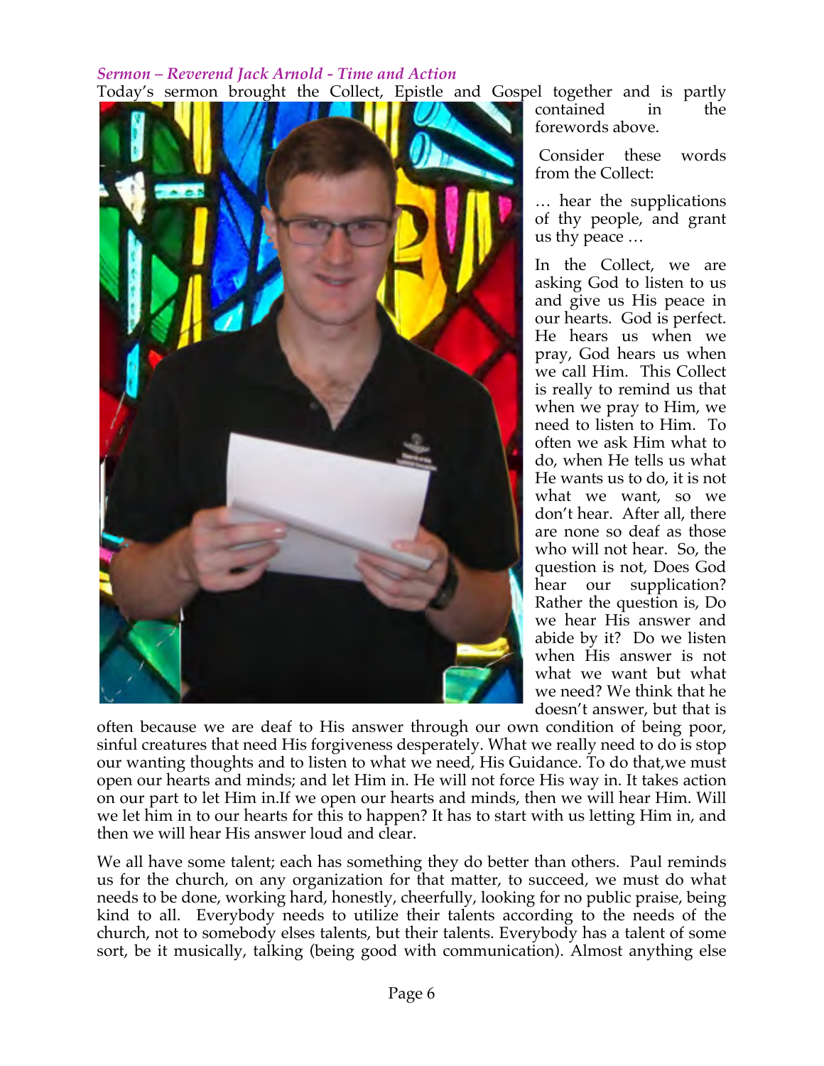*Sermon – Reverend Jack Arnold - Time and Action*

Today's sermon brought the Collect, Epistle and Gospel together and is partly contained in the forewords above.

Consider these words from the Collect:

… hear the supplications of thy people, and grant us thy peace …

In the Collect, we are asking God to listen to us and give us His peace in our hearts. God is perfect. He hears us when we pray, God hears us when we call Him. This Collect is really to remind us that when we pray to Him, we need to listen to Him. To often we ask Him what to do, when He tells us what He wants us to do, it is not what we want, so we don't hear. After all, there are none so deaf as those who will not hear. So, the question is not, Does God hear our supplication? Rather the question is, Do we hear His answer and abide by it? Do we listen when His answer is not what we want but what we need? We think that he doesn't answer, but that is often because we are deaf to His answer through our own condition of being poor, sinful creatures that need His forgiveness desperately. What we really need to do is stop our wanting thoughts and to listen to what we need, His Guidance. To do that,we must open our hearts and minds; and let Him in. He will not force His way in. It takes action on our part to let Him in.If we open our hearts and minds, then we will hear Him. Will we let him in to our hearts for this to happen? It has to start with us letting Him in, and then we will hear His answer loud and clear.

We all have some talent; each has something they do better than others. Paul reminds us for the church, on any organization for that matter, to succeed, we must do what needs to be done, working hard, honestly, cheerfully, looking for no public praise, being kind to all. Everybody needs to utilize their talents according to the needs of the church, not to somebody elses talents, but their talents. Everybody has a talent of some sort, be it musically, talking (being good with communication). Almost anything else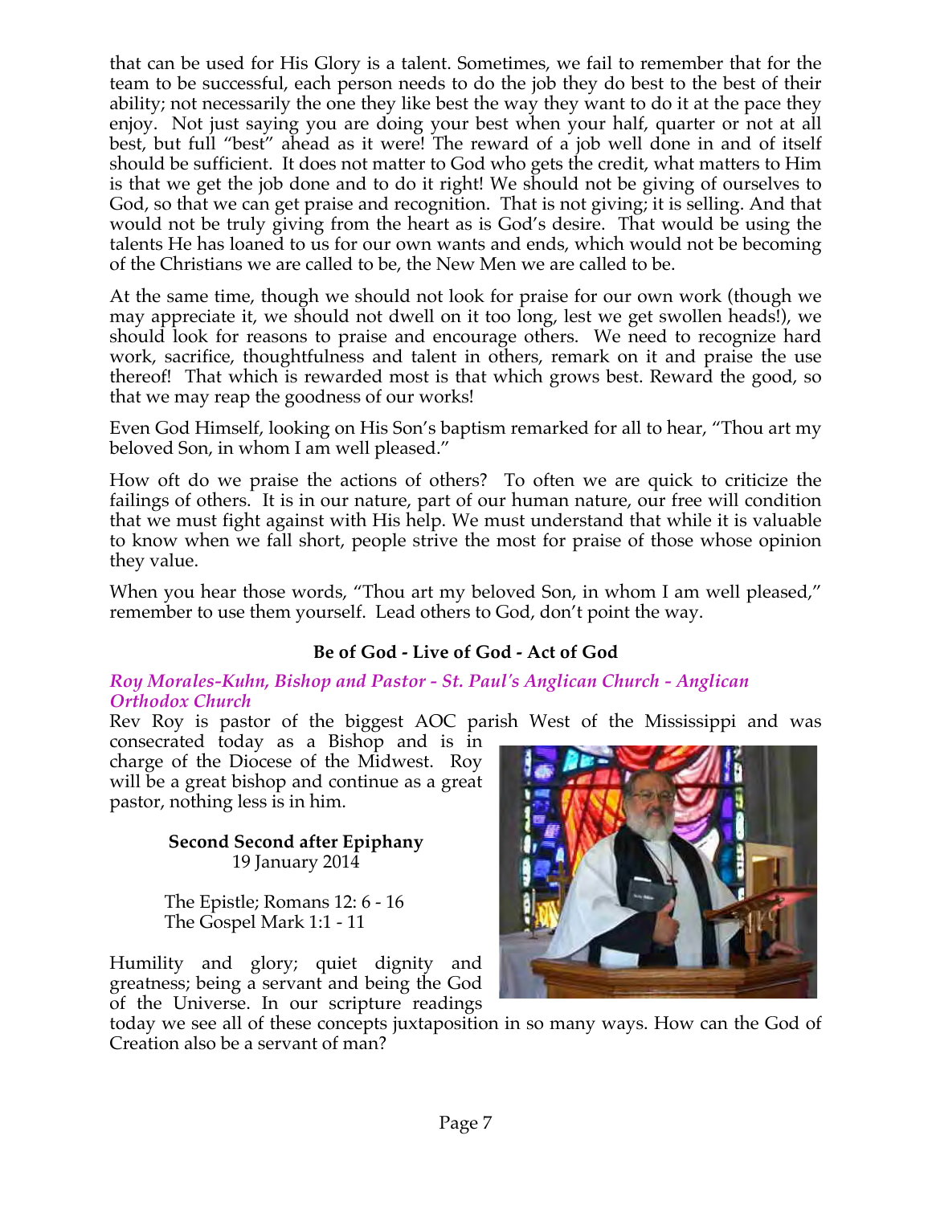that can be used for His Glory is a talent. Sometimes, we fail to remember that for the team to be successful, each person needs to do the job they do best to the best of their ability; not necessarily the one they like best the way they want to do it at the pace they enjoy. Not just saying you are doing your best when your half, quarter or not at all best, but full "best" ahead as it were! The reward of a job well done in and of itself should be sufficient. It does not matter to God who gets the credit, what matters to Him is that we get the job done and to do it right! We should not be giving of ourselves to God, so that we can get praise and recognition. That is not giving; it is selling. And that would not be truly giving from the heart as is God's desire. That would be using the talents He has loaned to us for our own wants and ends, which would not be becoming of the Christians we are called to be, the New Men we are called to be.

At the same time, though we should not look for praise for our own work (though we may appreciate it, we should not dwell on it too long, lest we get swollen heads!), we should look for reasons to praise and encourage others. We need to recognize hard work, sacrifice, thoughtfulness and talent in others, remark on it and praise the use thereof! That which is rewarded most is that which grows best. Reward the good, so that we may reap the goodness of our works!

Even God Himself, looking on His Son's baptism remarked for all to hear, "Thou art my beloved Son, in whom I am well pleased."

How oft do we praise the actions of others? To often we are quick to criticize the failings of others. It is in our nature, part of our human nature, our free will condition that we must fight against with His help. We must understand that while it is valuable to know when we fall short, people strive the most for praise of those whose opinion they value.

When you hear those words, "Thou art my beloved Son, in whom I am well pleased," remember to use them yourself. Lead others to God, don't point the way.

**Be of God - Live of God - Act of God**

***Roy Morales-Kuhn, Bishop and Pastor - St. Paul's Anglican Church - Anglican Orthodox Church***

Rev Roy is pastor of the biggest AOC parish West of the Mississippi and was consecrated today as a Bishop and is in charge of the Diocese of the Midwest. Roy will be a great bishop and continue as a great pastor, nothing less is in him.

**Second Second after Epiphany**
19 January 2014

The Epistle; Romans 12: 6 - 16
The Gospel Mark 1:1 - 11

Humility and glory; quiet dignity and greatness; being a servant and being the God of the Universe. In our scripture readings today we see all of these concepts juxtaposition in so many ways. How can the God of Creation also be a servant of man?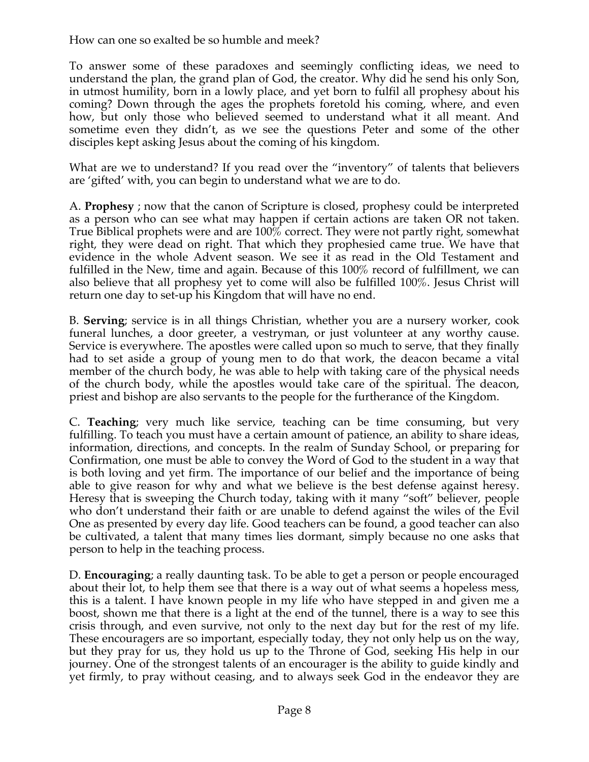How can one so exalted be so humble and meek?

To answer some of these paradoxes and seemingly conflicting ideas, we need to understand the plan, the grand plan of God, the creator. Why did he send his only Son, in utmost humility, born in a lowly place, and yet born to fulfil all prophesy about his coming? Down through the ages the prophets foretold his coming, where, and even how, but only those who believed seemed to understand what it all meant. And sometime even they didn't, as we see the questions Peter and some of the other disciples kept asking Jesus about the coming of his kingdom.

What are we to understand? If you read over the "inventory" of talents that believers are 'gifted' with, you can begin to understand what we are to do.

A. **Prophesy** ; now that the canon of Scripture is closed, prophesy could be interpreted as a person who can see what may happen if certain actions are taken OR not taken. True Biblical prophets were and are 100% correct. They were not partly right, somewhat right, they were dead on right. That which they prophesied came true. We have that evidence in the whole Advent season. We see it as read in the Old Testament and fulfilled in the New, time and again. Because of this 100% record of fulfillment, we can also believe that all prophesy yet to come will also be fulfilled 100%. Jesus Christ will return one day to set-up his Kingdom that will have no end.

B. **Serving**; service is in all things Christian, whether you are a nursery worker, cook funeral lunches, a door greeter, a vestryman, or just volunteer at any worthy cause. Service is everywhere. The apostles were called upon so much to serve, that they finally had to set aside a group of young men to do that work, the deacon became a vital member of the church body, he was able to help with taking care of the physical needs of the church body, while the apostles would take care of the spiritual. The deacon, priest and bishop are also servants to the people for the furtherance of the Kingdom.

C. **Teaching**; very much like service, teaching can be time consuming, but very fulfilling. To teach you must have a certain amount of patience, an ability to share ideas, information, directions, and concepts. In the realm of Sunday School, or preparing for Confirmation, one must be able to convey the Word of God to the student in a way that is both loving and yet firm. The importance of our belief and the importance of being able to give reason for why and what we believe is the best defense against heresy. Heresy that is sweeping the Church today, taking with it many "soft" believer, people who don't understand their faith or are unable to defend against the wiles of the Evil One as presented by every day life. Good teachers can be found, a good teacher can also be cultivated, a talent that many times lies dormant, simply because no one asks that person to help in the teaching process.

D. **Encouraging**; a really daunting task. To be able to get a person or people encouraged about their lot, to help them see that there is a way out of what seems a hopeless mess, this is a talent. I have known people in my life who have stepped in and given me a boost, shown me that there is a light at the end of the tunnel, there is a way to see this crisis through, and even survive, not only to the next day but for the rest of my life. These encouragers are so important, especially today, they not only help us on the way, but they pray for us, they hold us up to the Throne of God, seeking His help in our journey. One of the strongest talents of an encourager is the ability to guide kindly and yet firmly, to pray without ceasing, and to always seek God in the endeavor they are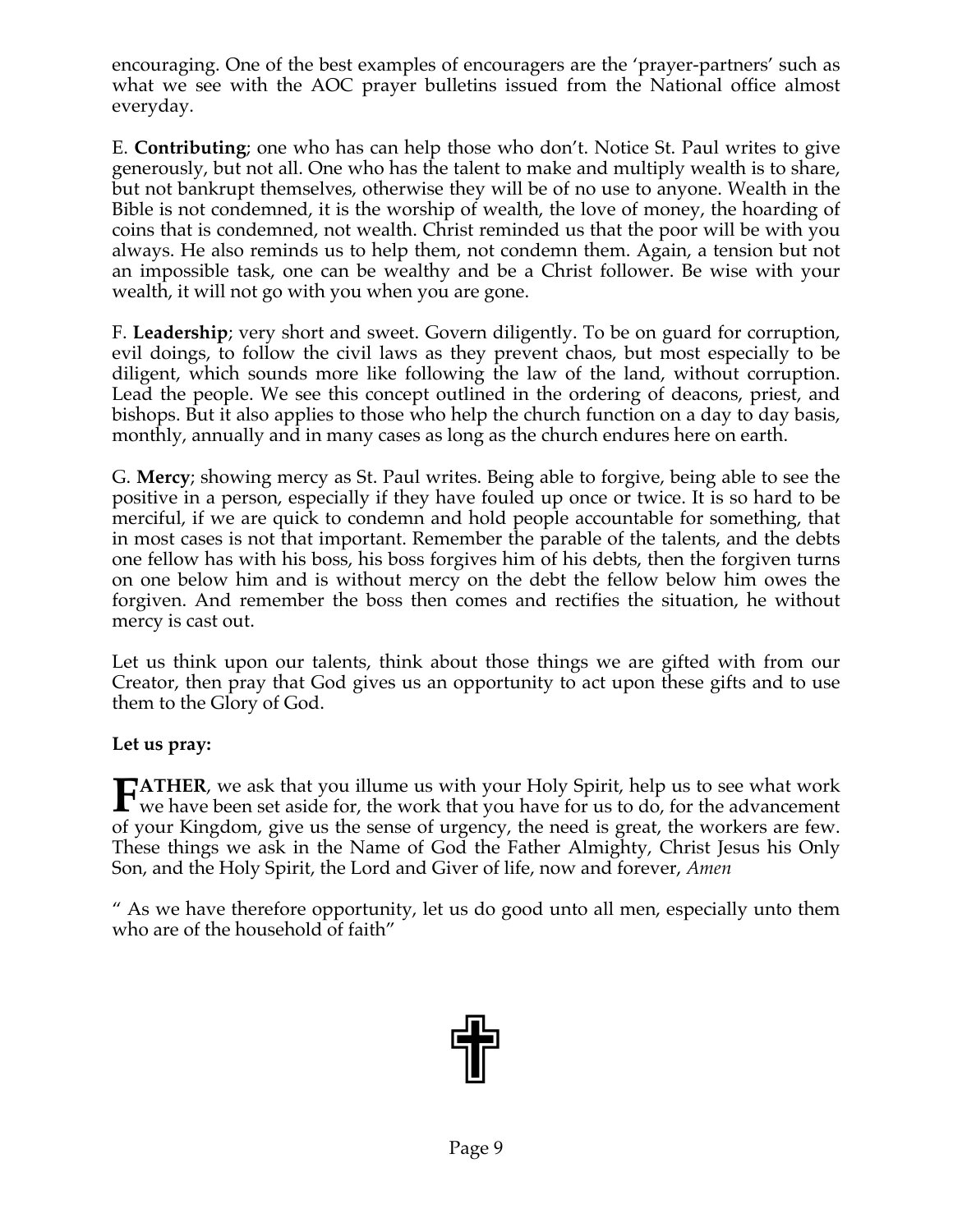encouraging. One of the best examples of encouragers are the 'prayer-partners' such as what we see with the AOC prayer bulletins issued from the National office almost everyday.

E. **Contributing**; one who has can help those who don't. Notice St. Paul writes to give generously, but not all. One who has the talent to make and multiply wealth is to share, but not bankrupt themselves, otherwise they will be of no use to anyone. Wealth in the Bible is not condemned, it is the worship of wealth, the love of money, the hoarding of coins that is condemned, not wealth. Christ reminded us that the poor will be with you always. He also reminds us to help them, not condemn them. Again, a tension but not an impossible task, one can be wealthy and be a Christ follower. Be wise with your wealth, it will not go with you when you are gone.

F. **Leadership**; very short and sweet. Govern diligently. To be on guard for corruption, evil doings, to follow the civil laws as they prevent chaos, but most especially to be diligent, which sounds more like following the law of the land, without corruption. Lead the people. We see this concept outlined in the ordering of deacons, priest, and bishops. But it also applies to those who help the church function on a day to day basis, monthly, annually and in many cases as long as the church endures here on earth.

G. **Mercy**; showing mercy as St. Paul writes. Being able to forgive, being able to see the positive in a person, especially if they have fouled up once or twice. It is so hard to be merciful, if we are quick to condemn and hold people accountable for something, that in most cases is not that important. Remember the parable of the talents, and the debts one fellow has with his boss, his boss forgives him of his debts, then the forgiven turns on one below him and is without mercy on the debt the fellow below him owes the forgiven. And remember the boss then comes and rectifies the situation, he without mercy is cast out.

Let us think upon our talents, think about those things we are gifted with from our Creator, then pray that God gives us an opportunity to act upon these gifts and to use them to the Glory of God.

**Let us pray:**

**FATHER**, we ask that you illume us with your Holy Spirit, help us to see what work we have been set aside for, the work that you have for us to do, for the advancement of your Kingdom, give us the sense of urgency, the need is great, the workers are few. These things we ask in the Name of God the Father Almighty, Christ Jesus his Only Son, and the Holy Spirit, the Lord and Giver of life, now and forever, *Amen*

" As we have therefore opportunity, let us do good unto all men, especially unto them who are of the household of faith"

✝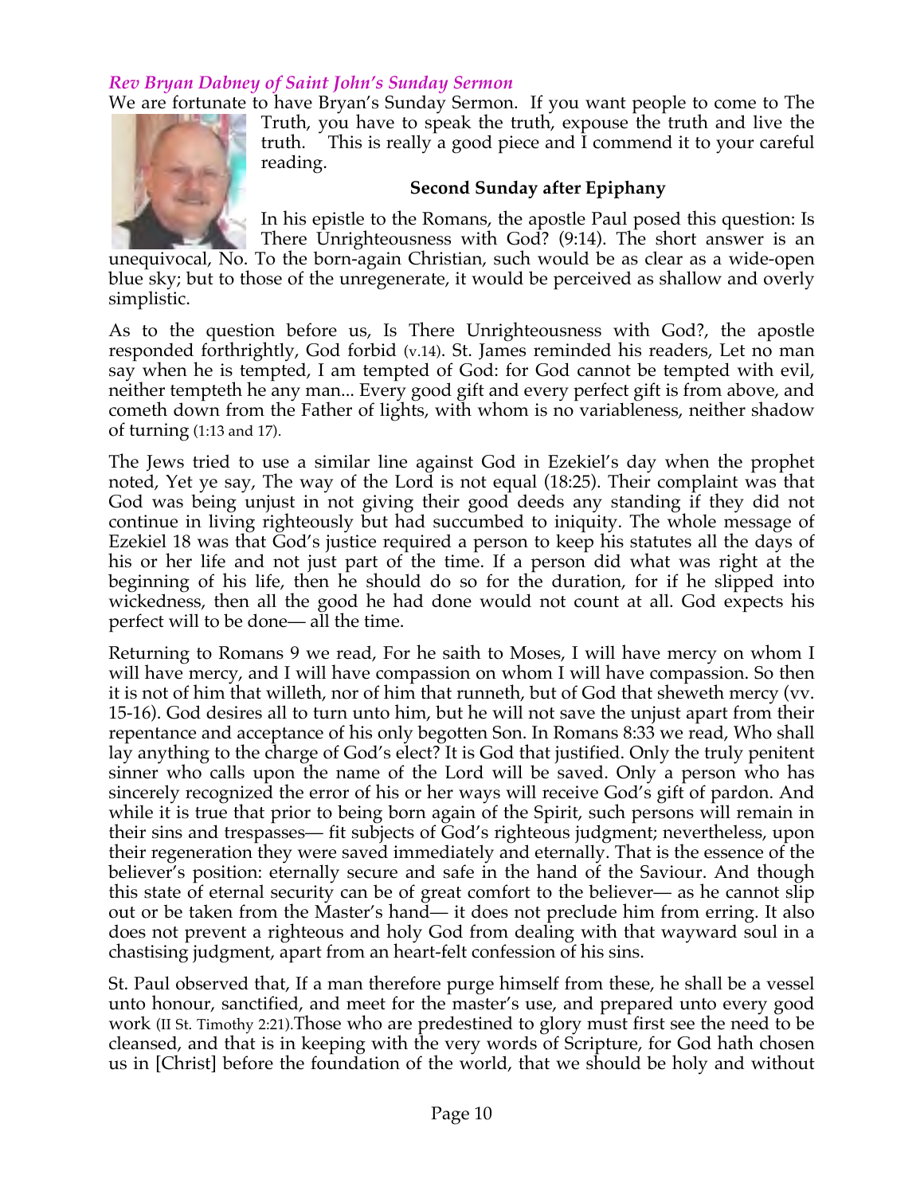### *Rev Bryan Dabney of Saint John's Sunday Sermon*

We are fortunate to have Bryan's Sunday Sermon. If you want people to come to The Truth, you have to speak the truth, expouse the truth and live the truth. This is really a good piece and I commend it to your careful reading.

**Second Sunday after Epiphany**

In his epistle to the Romans, the apostle Paul posed this question: Is There Unrighteousness with God? (9:14). The short answer is an unequivocal, No. To the born-again Christian, such would be as clear as a wide-open blue sky; but to those of the unregenerate, it would be perceived as shallow and overly simplistic.

As to the question before us, Is There Unrighteousness with God?, the apostle responded forthrightly, God forbid (v.14). St. James reminded his readers, Let no man say when he is tempted, I am tempted of God: for God cannot be tempted with evil, neither tempteth he any man... Every good gift and every perfect gift is from above, and cometh down from the Father of lights, with whom is no variableness, neither shadow of turning (1:13 and 17).

The Jews tried to use a similar line against God in Ezekiel's day when the prophet noted, Yet ye say, The way of the Lord is not equal (18:25). Their complaint was that God was being unjust in not giving their good deeds any standing if they did not continue in living righteously but had succumbed to iniquity. The whole message of Ezekiel 18 was that God's justice required a person to keep his statutes all the days of his or her life and not just part of the time. If a person did what was right at the beginning of his life, then he should do so for the duration, for if he slipped into wickedness, then all the good he had done would not count at all. God expects his perfect will to be done— all the time.

Returning to Romans 9 we read, For he saith to Moses, I will have mercy on whom I will have mercy, and I will have compassion on whom I will have compassion. So then it is not of him that willeth, nor of him that runneth, but of God that sheweth mercy (vv. 15-16). God desires all to turn unto him, but he will not save the unjust apart from their repentance and acceptance of his only begotten Son. In Romans 8:33 we read, Who shall lay anything to the charge of God's elect? It is God that justified. Only the truly penitent sinner who calls upon the name of the Lord will be saved. Only a person who has sincerely recognized the error of his or her ways will receive God's gift of pardon. And while it is true that prior to being born again of the Spirit, such persons will remain in their sins and trespasses— fit subjects of God's righteous judgment; nevertheless, upon their regeneration they were saved immediately and eternally. That is the essence of the believer's position: eternally secure and safe in the hand of the Saviour. And though this state of eternal security can be of great comfort to the believer— as he cannot slip out or be taken from the Master's hand— it does not preclude him from erring. It also does not prevent a righteous and holy God from dealing with that wayward soul in a chastising judgment, apart from an heart-felt confession of his sins.

St. Paul observed that, If a man therefore purge himself from these, he shall be a vessel unto honour, sanctified, and meet for the master's use, and prepared unto every good work (II St. Timothy 2:21).Those who are predestined to glory must first see the need to be cleansed, and that is in keeping with the very words of Scripture, for God hath chosen us in [Christ] before the foundation of the world, that we should be holy and without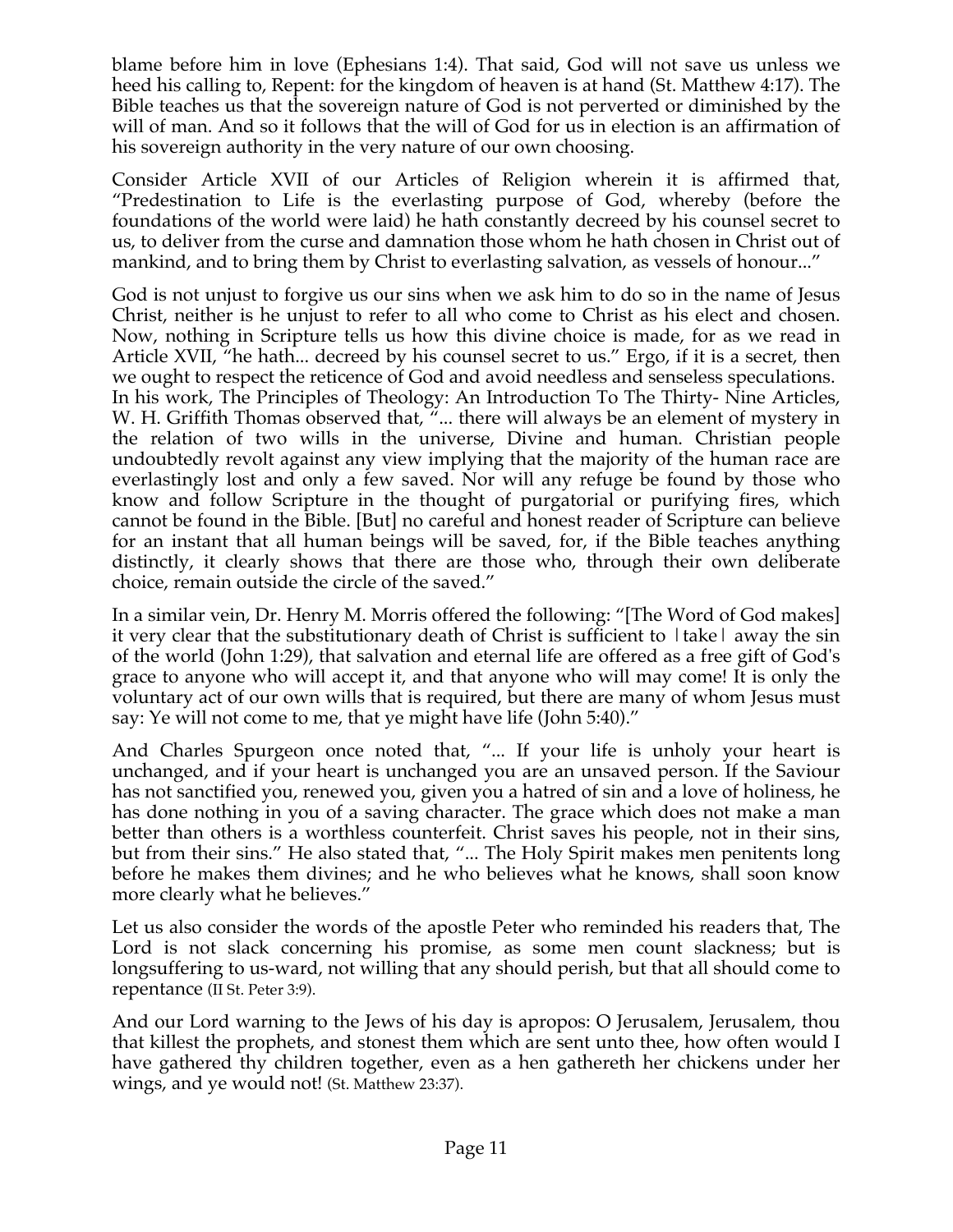blame before him in love (Ephesians 1:4). That said, God will not save us unless we heed his calling to, Repent: for the kingdom of heaven is at hand (St. Matthew 4:17). The Bible teaches us that the sovereign nature of God is not perverted or diminished by the will of man. And so it follows that the will of God for us in election is an affirmation of his sovereign authority in the very nature of our own choosing.

Consider Article XVII of our Articles of Religion wherein it is affirmed that, "Predestination to Life is the everlasting purpose of God, whereby (before the foundations of the world were laid) he hath constantly decreed by his counsel secret to us, to deliver from the curse and damnation those whom he hath chosen in Christ out of mankind, and to bring them by Christ to everlasting salvation, as vessels of honour..."

God is not unjust to forgive us our sins when we ask him to do so in the name of Jesus Christ, neither is he unjust to refer to all who come to Christ as his elect and chosen. Now, nothing in Scripture tells us how this divine choice is made, for as we read in Article XVII, "he hath... decreed by his counsel secret to us." Ergo, if it is a secret, then we ought to respect the reticence of God and avoid needless and senseless speculations. In his work, The Principles of Theology: An Introduction To The Thirty- Nine Articles, W. H. Griffith Thomas observed that, "... there will always be an element of mystery in the relation of two wills in the universe, Divine and human. Christian people undoubtedly revolt against any view implying that the majority of the human race are everlastingly lost and only a few saved. Nor will any refuge be found by those who know and follow Scripture in the thought of purgatorial or purifying fires, which cannot be found in the Bible. [But] no careful and honest reader of Scripture can believe for an instant that all human beings will be saved, for, if the Bible teaches anything distinctly, it clearly shows that there are those who, through their own deliberate choice, remain outside the circle of the saved."

In a similar vein, Dr. Henry M. Morris offered the following: "[The Word of God makes] it very clear that the substitutionary death of Christ is sufficient to |take| away the sin of the world (John 1:29), that salvation and eternal life are offered as a free gift of God's grace to anyone who will accept it, and that anyone who will may come! It is only the voluntary act of our own wills that is required, but there are many of whom Jesus must say: Ye will not come to me, that ye might have life (John 5:40)."

And Charles Spurgeon once noted that, "... If your life is unholy your heart is unchanged, and if your heart is unchanged you are an unsaved person. If the Saviour has not sanctified you, renewed you, given you a hatred of sin and a love of holiness, he has done nothing in you of a saving character. The grace which does not make a man better than others is a worthless counterfeit. Christ saves his people, not in their sins, but from their sins." He also stated that, "... The Holy Spirit makes men penitents long before he makes them divines; and he who believes what he knows, shall soon know more clearly what he believes."

Let us also consider the words of the apostle Peter who reminded his readers that, The Lord is not slack concerning his promise, as some men count slackness; but is longsuffering to us-ward, not willing that any should perish, but that all should come to repentance (II St. Peter 3:9).

And our Lord warning to the Jews of his day is apropos: O Jerusalem, Jerusalem, thou that killest the prophets, and stonest them which are sent unto thee, how often would I have gathered thy children together, even as a hen gathereth her chickens under her wings, and ye would not! (St. Matthew 23:37).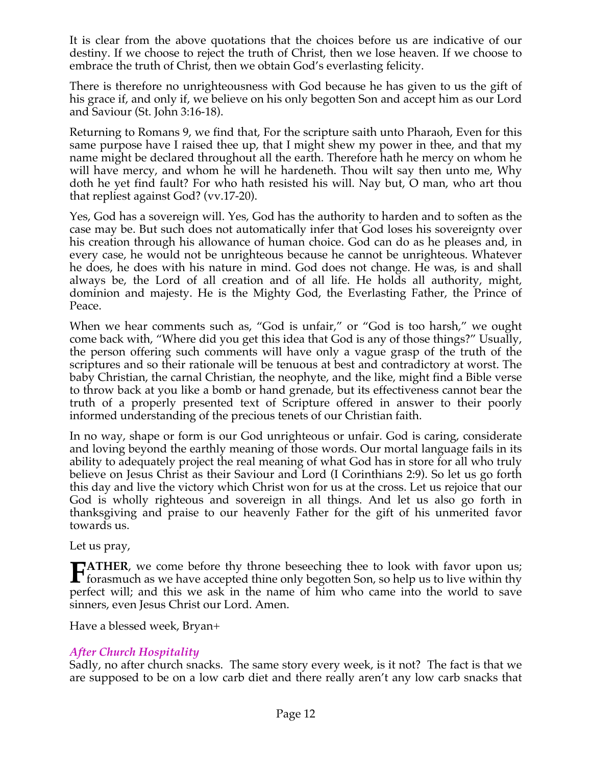It is clear from the above quotations that the choices before us are indicative of our destiny. If we choose to reject the truth of Christ, then we lose heaven. If we choose to embrace the truth of Christ, then we obtain God's everlasting felicity.

There is therefore no unrighteousness with God because he has given to us the gift of his grace if, and only if, we believe on his only begotten Son and accept him as our Lord and Saviour (St. John 3:16-18).

Returning to Romans 9, we find that, For the scripture saith unto Pharaoh, Even for this same purpose have I raised thee up, that I might shew my power in thee, and that my name might be declared throughout all the earth. Therefore hath he mercy on whom he will have mercy, and whom he will he hardeneth. Thou wilt say then unto me, Why doth he yet find fault? For who hath resisted his will. Nay but, O man, who art thou that repliest against God? (vv.17-20).

Yes, God has a sovereign will. Yes, God has the authority to harden and to soften as the case may be. But such does not automatically infer that God loses his sovereignty over his creation through his allowance of human choice. God can do as he pleases and, in every case, he would not be unrighteous because he cannot be unrighteous. Whatever he does, he does with his nature in mind. God does not change. He was, is and shall always be, the Lord of all creation and of all life. He holds all authority, might, dominion and majesty. He is the Mighty God, the Everlasting Father, the Prince of Peace.

When we hear comments such as, "God is unfair," or "God is too harsh," we ought come back with, "Where did you get this idea that God is any of those things?" Usually, the person offering such comments will have only a vague grasp of the truth of the scriptures and so their rationale will be tenuous at best and contradictory at worst. The baby Christian, the carnal Christian, the neophyte, and the like, might find a Bible verse to throw back at you like a bomb or hand grenade, but its effectiveness cannot bear the truth of a properly presented text of Scripture offered in answer to their poorly informed understanding of the precious tenets of our Christian faith.

In no way, shape or form is our God unrighteous or unfair. God is caring, considerate and loving beyond the earthly meaning of those words. Our mortal language fails in its ability to adequately project the real meaning of what God has in store for all who truly believe on Jesus Christ as their Saviour and Lord (I Corinthians 2:9). So let us go forth this day and live the victory which Christ won for us at the cross. Let us rejoice that our God is wholly righteous and sovereign in all things. And let us also go forth in thanksgiving and praise to our heavenly Father for the gift of his unmerited favor towards us.

Let us pray,

**FATHER**, we come before thy throne beseeching thee to look with favor upon us; forasmuch as we have accepted thine only begotten Son, so help us to live within thy perfect will; and this we ask in the name of him who came into the world to save sinners, even Jesus Christ our Lord. Amen.

Have a blessed week, Bryan+

### *After Church Hospitality*

Sadly, no after church snacks. The same story every week, is it not? The fact is that we are supposed to be on a low carb diet and there really aren't any low carb snacks that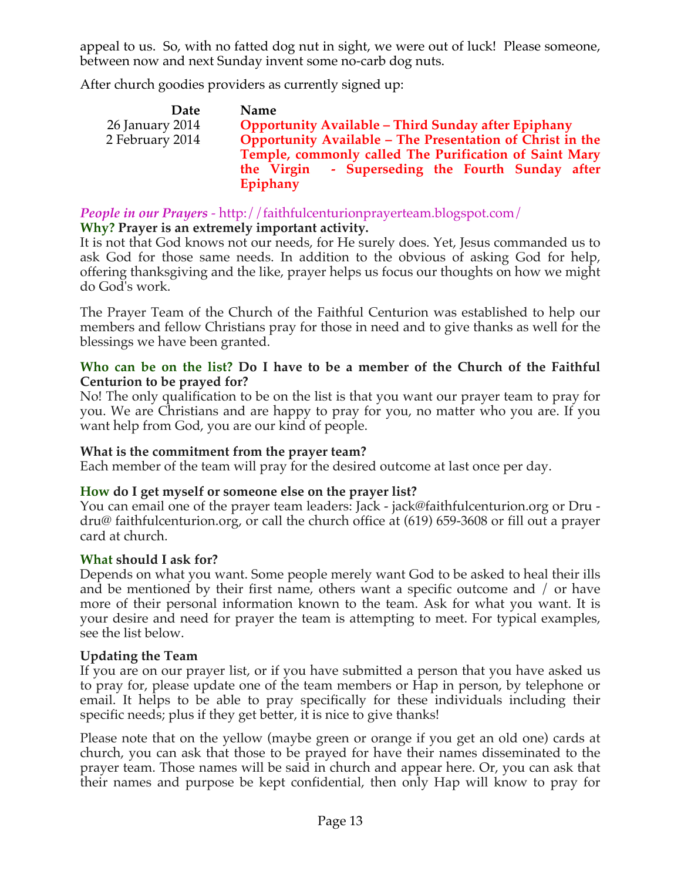appeal to us. So, with no fatted dog nut in sight, we were out of luck! Please someone, between now and next Sunday invent some no-carb dog nuts.

After church goodies providers as currently signed up:

| Date | Name |
|---|---|
| 26 January 2014 | **Opportunity Available – Third Sunday after Epiphany** |
| 2 February 2014 | **Opportunity Available – The Presentation of Christ in the Temple, commonly called The Purification of Saint Mary the Virgin - Superseding the Fourth Sunday after Epiphany** |

***People in our Prayers*** - http://faithfulcenturionprayerteam.blogspot.com/

**Why? Prayer is an extremely important activity.**

It is not that God knows not our needs, for He surely does. Yet, Jesus commanded us to ask God for those same needs. In addition to the obvious of asking God for help, offering thanksgiving and the like, prayer helps us focus our thoughts on how we might do God's work.

The Prayer Team of the Church of the Faithful Centurion was established to help our members and fellow Christians pray for those in need and to give thanks as well for the blessings we have been granted.

**Who can be on the list? Do I have to be a member of the Church of the Faithful Centurion to be prayed for?**

No! The only qualification to be on the list is that you want our prayer team to pray for you. We are Christians and are happy to pray for you, no matter who you are. If you want help from God, you are our kind of people.

**What is the commitment from the prayer team?**

Each member of the team will pray for the desired outcome at last once per day.

**How do I get myself or someone else on the prayer list?**

You can email one of the prayer team leaders: Jack - jack@faithfulcenturion.org or Dru - dru@ faithfulcenturion.org, or call the church office at (619) 659-3608 or fill out a prayer card at church.

**What should I ask for?**

Depends on what you want. Some people merely want God to be asked to heal their ills and be mentioned by their first name, others want a specific outcome and / or have more of their personal information known to the team. Ask for what you want. It is your desire and need for prayer the team is attempting to meet. For typical examples, see the list below.

**Updating the Team**

If you are on our prayer list, or if you have submitted a person that you have asked us to pray for, please update one of the team members or Hap in person, by telephone or email. It helps to be able to pray specifically for these individuals including their specific needs; plus if they get better, it is nice to give thanks!

Please note that on the yellow (maybe green or orange if you get an old one) cards at church, you can ask that those to be prayed for have their names disseminated to the prayer team. Those names will be said in church and appear here. Or, you can ask that their names and purpose be kept confidential, then only Hap will know to pray for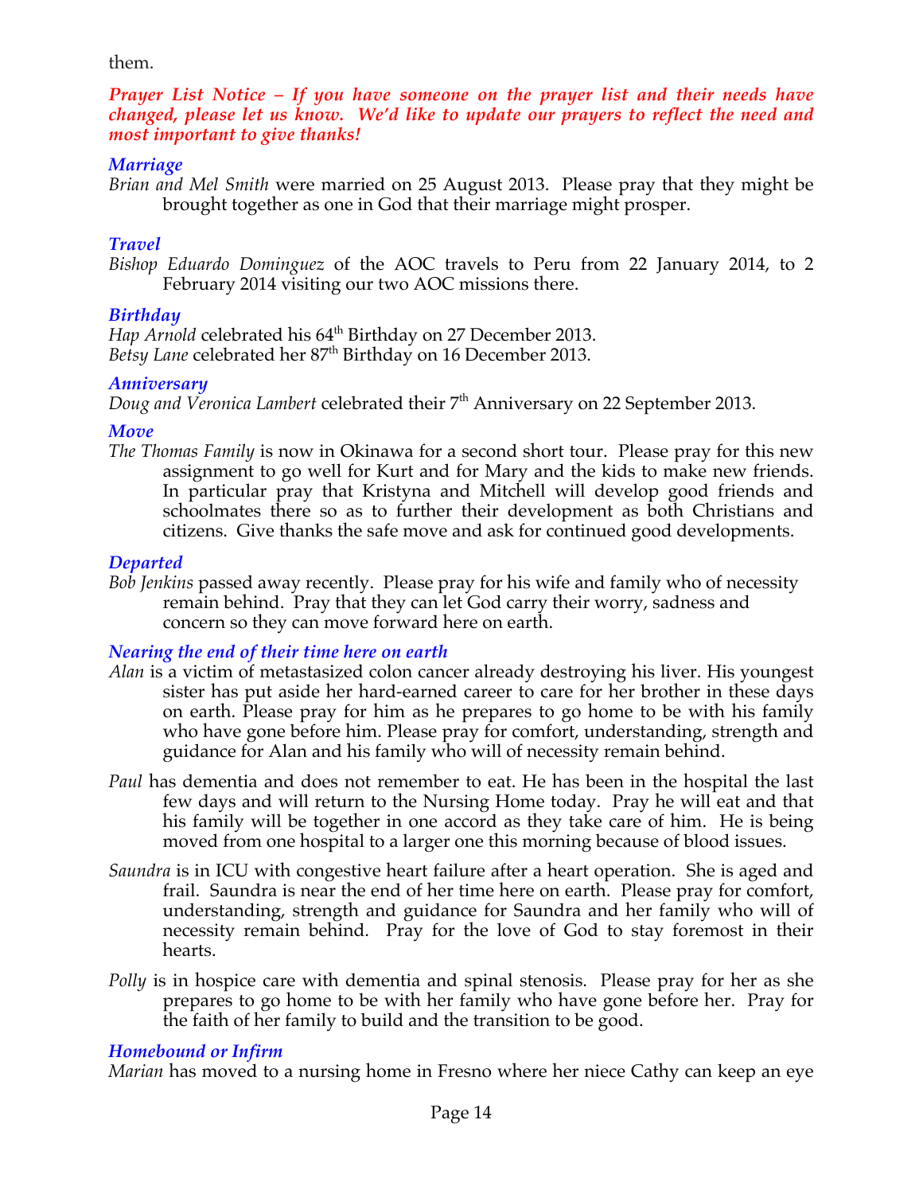them.

***Prayer List Notice – If you have someone on the prayer list and their needs have changed, please let us know. We'd like to update our prayers to reflect the need and most important to give thanks!***

### *Marriage*

*Brian and Mel Smith* were married on 25 August 2013. Please pray that they might be brought together as one in God that their marriage might prosper.

### *Travel*

*Bishop Eduardo Dominguez* of the AOC travels to Peru from 22 January 2014, to 2 February 2014 visiting our two AOC missions there.

### *Birthday*

*Hap Arnold* celebrated his 64th Birthday on 27 December 2013.
*Betsy Lane* celebrated her 87th Birthday on 16 December 2013.

### *Anniversary*

*Doug and Veronica Lambert* celebrated their 7th Anniversary on 22 September 2013.

### *Move*

*The Thomas Family* is now in Okinawa for a second short tour. Please pray for this new assignment to go well for Kurt and for Mary and the kids to make new friends. In particular pray that Kristyna and Mitchell will develop good friends and schoolmates there so as to further their development as both Christians and citizens. Give thanks the safe move and ask for continued good developments.

### *Departed*

*Bob Jenkins* passed away recently. Please pray for his wife and family who of necessity remain behind. Pray that they can let God carry their worry, sadness and concern so they can move forward here on earth.

### *Nearing the end of their time here on earth*

*Alan* is a victim of metastasized colon cancer already destroying his liver. His youngest sister has put aside her hard-earned career to care for her brother in these days on earth. Please pray for him as he prepares to go home to be with his family who have gone before him. Please pray for comfort, understanding, strength and guidance for Alan and his family who will of necessity remain behind.

*Paul* has dementia and does not remember to eat. He has been in the hospital the last few days and will return to the Nursing Home today. Pray he will eat and that his family will be together in one accord as they take care of him. He is being moved from one hospital to a larger one this morning because of blood issues.

*Saundra* is in ICU with congestive heart failure after a heart operation. She is aged and frail. Saundra is near the end of her time here on earth. Please pray for comfort, understanding, strength and guidance for Saundra and her family who will of necessity remain behind. Pray for the love of God to stay foremost in their hearts.

*Polly* is in hospice care with dementia and spinal stenosis. Please pray for her as she prepares to go home to be with her family who have gone before her. Pray for the faith of her family to build and the transition to be good.

### *Homebound or Infirm*

*Marian* has moved to a nursing home in Fresno where her niece Cathy can keep an eye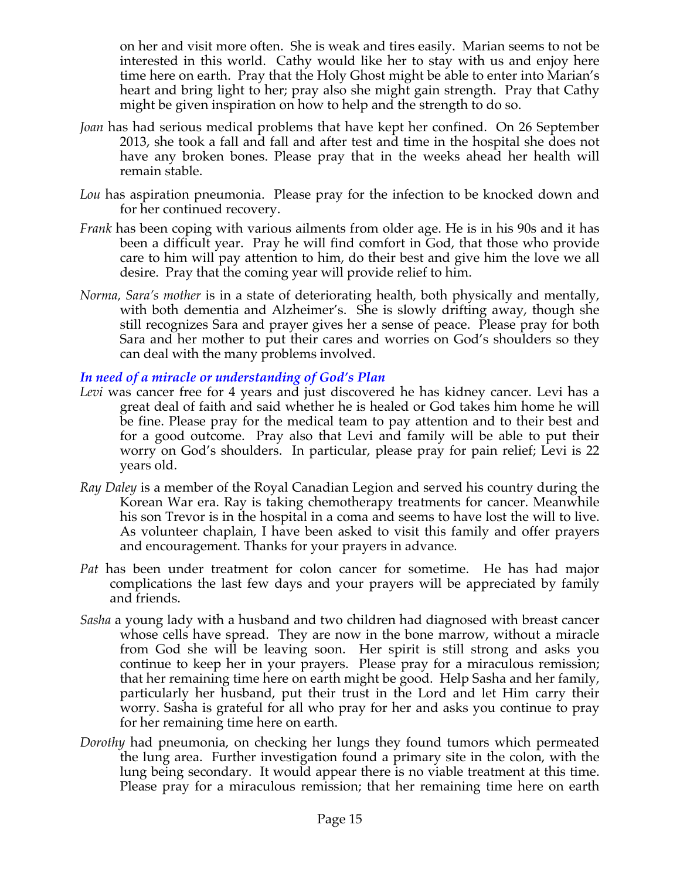on her and visit more often. She is weak and tires easily. Marian seems to not be interested in this world. Cathy would like her to stay with us and enjoy here time here on earth. Pray that the Holy Ghost might be able to enter into Marian's heart and bring light to her; pray also she might gain strength. Pray that Cathy might be given inspiration on how to help and the strength to do so.

*Joan* has had serious medical problems that have kept her confined. On 26 September 2013, she took a fall and fall and after test and time in the hospital she does not have any broken bones. Please pray that in the weeks ahead her health will remain stable.

*Lou* has aspiration pneumonia. Please pray for the infection to be knocked down and for her continued recovery.

*Frank* has been coping with various ailments from older age. He is in his 90s and it has been a difficult year. Pray he will find comfort in God, that those who provide care to him will pay attention to him, do their best and give him the love we all desire. Pray that the coming year will provide relief to him.

*Norma, Sara's mother* is in a state of deteriorating health, both physically and mentally, with both dementia and Alzheimer's. She is slowly drifting away, though she still recognizes Sara and prayer gives her a sense of peace. Please pray for both Sara and her mother to put their cares and worries on God's shoulders so they can deal with the many problems involved.

***In need of a miracle or understanding of God's Plan***

*Levi* was cancer free for 4 years and just discovered he has kidney cancer. Levi has a great deal of faith and said whether he is healed or God takes him home he will be fine. Please pray for the medical team to pay attention and to their best and for a good outcome. Pray also that Levi and family will be able to put their worry on God's shoulders. In particular, please pray for pain relief; Levi is 22 years old.

*Ray Daley* is a member of the Royal Canadian Legion and served his country during the Korean War era. Ray is taking chemotherapy treatments for cancer. Meanwhile his son Trevor is in the hospital in a coma and seems to have lost the will to live. As volunteer chaplain, I have been asked to visit this family and offer prayers and encouragement. Thanks for your prayers in advance.

*Pat* has been under treatment for colon cancer for sometime. He has had major complications the last few days and your prayers will be appreciated by family and friends.

*Sasha* a young lady with a husband and two children had diagnosed with breast cancer whose cells have spread. They are now in the bone marrow, without a miracle from God she will be leaving soon. Her spirit is still strong and asks you continue to keep her in your prayers. Please pray for a miraculous remission; that her remaining time here on earth might be good. Help Sasha and her family, particularly her husband, put their trust in the Lord and let Him carry their worry. Sasha is grateful for all who pray for her and asks you continue to pray for her remaining time here on earth.

*Dorothy* had pneumonia, on checking her lungs they found tumors which permeated the lung area. Further investigation found a primary site in the colon, with the lung being secondary. It would appear there is no viable treatment at this time. Please pray for a miraculous remission; that her remaining time here on earth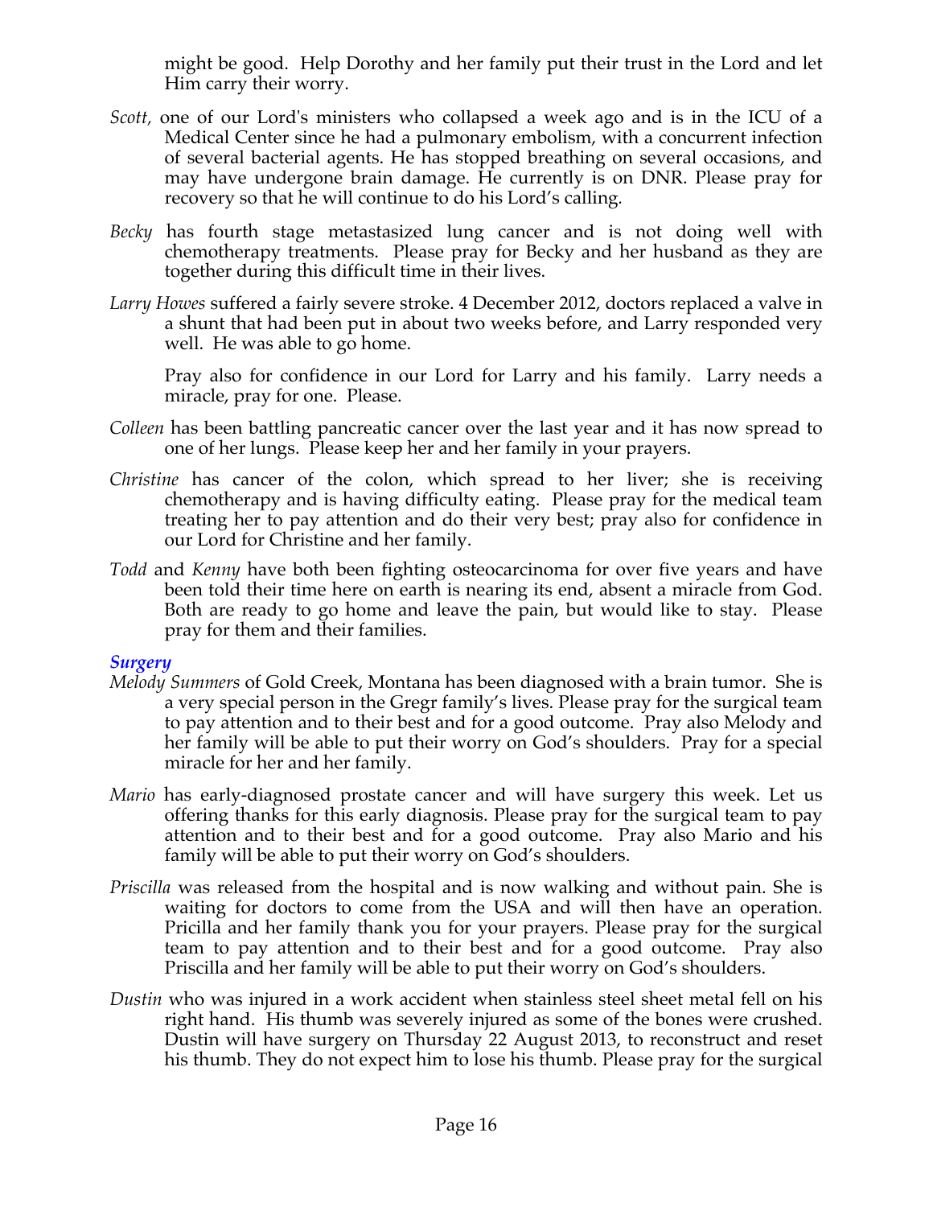might be good. Help Dorothy and her family put their trust in the Lord and let Him carry their worry.

*Scott,* one of our Lord's ministers who collapsed a week ago and is in the ICU of a Medical Center since he had a pulmonary embolism, with a concurrent infection of several bacterial agents. He has stopped breathing on several occasions, and may have undergone brain damage. He currently is on DNR. Please pray for recovery so that he will continue to do his Lord's calling.

*Becky* has fourth stage metastasized lung cancer and is not doing well with chemotherapy treatments. Please pray for Becky and her husband as they are together during this difficult time in their lives.

*Larry Howes* suffered a fairly severe stroke. 4 December 2012, doctors replaced a valve in a shunt that had been put in about two weeks before, and Larry responded very well. He was able to go home.

Pray also for confidence in our Lord for Larry and his family. Larry needs a miracle, pray for one. Please.

*Colleen* has been battling pancreatic cancer over the last year and it has now spread to one of her lungs. Please keep her and her family in your prayers.

*Christine* has cancer of the colon, which spread to her liver; she is receiving chemotherapy and is having difficulty eating. Please pray for the medical team treating her to pay attention and do their very best; pray also for confidence in our Lord for Christine and her family.

*Todd* and *Kenny* have both been fighting osteocarcinoma for over five years and have been told their time here on earth is nearing its end, absent a miracle from God. Both are ready to go home and leave the pain, but would like to stay. Please pray for them and their families.

### *Surgery*

*Melody Summers* of Gold Creek, Montana has been diagnosed with a brain tumor. She is a very special person in the Gregr family's lives. Please pray for the surgical team to pay attention and to their best and for a good outcome. Pray also Melody and her family will be able to put their worry on God's shoulders. Pray for a special miracle for her and her family.

*Mario* has early-diagnosed prostate cancer and will have surgery this week. Let us offering thanks for this early diagnosis. Please pray for the surgical team to pay attention and to their best and for a good outcome. Pray also Mario and his family will be able to put their worry on God's shoulders.

*Priscilla* was released from the hospital and is now walking and without pain. She is waiting for doctors to come from the USA and will then have an operation. Pricilla and her family thank you for your prayers. Please pray for the surgical team to pay attention and to their best and for a good outcome. Pray also Priscilla and her family will be able to put their worry on God's shoulders.

*Dustin* who was injured in a work accident when stainless steel sheet metal fell on his right hand. His thumb was severely injured as some of the bones were crushed. Dustin will have surgery on Thursday 22 August 2013, to reconstruct and reset his thumb. They do not expect him to lose his thumb. Please pray for the surgical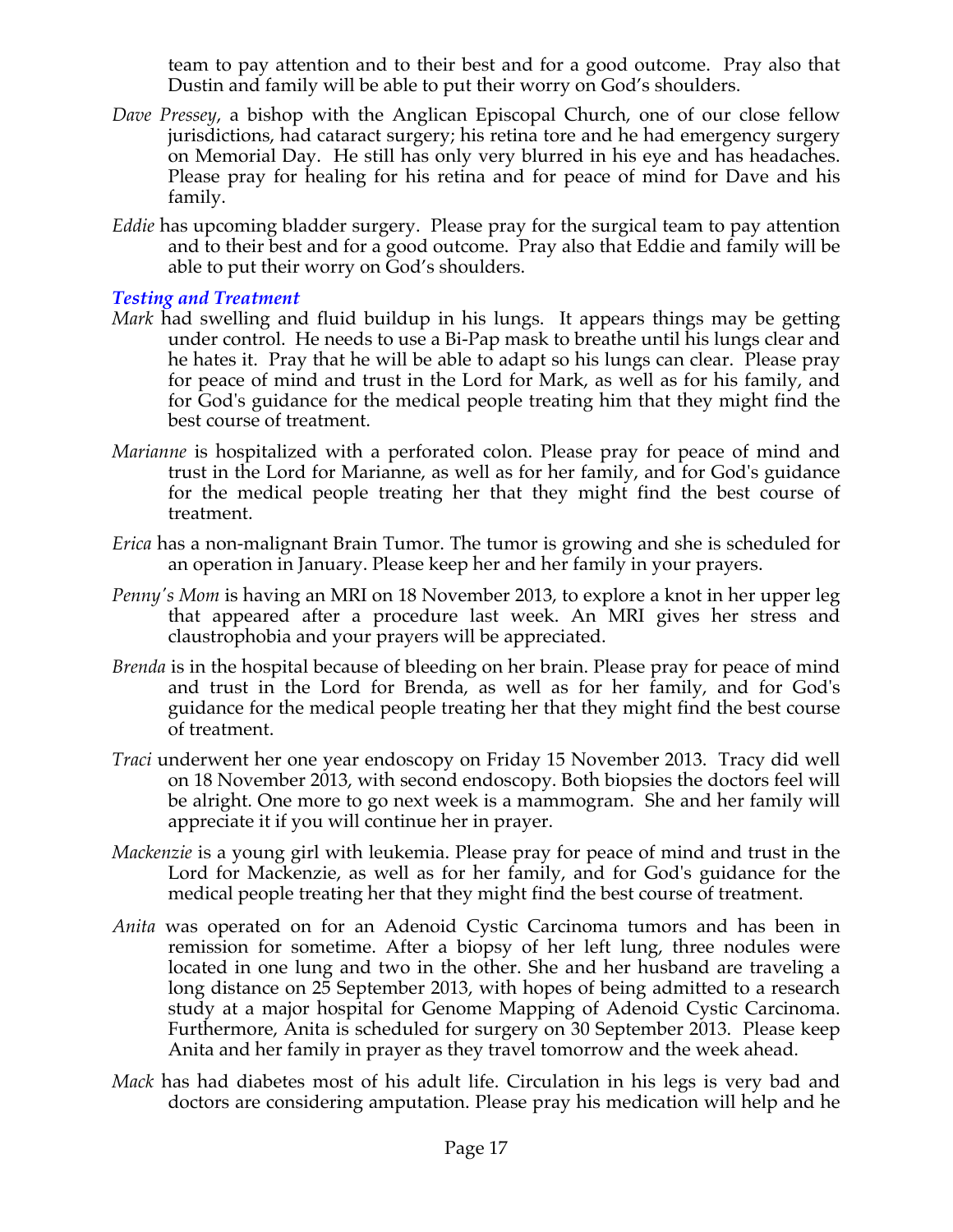team to pay attention and to their best and for a good outcome. Pray also that Dustin and family will be able to put their worry on God's shoulders.

*Dave Pressey*, a bishop with the Anglican Episcopal Church, one of our close fellow jurisdictions, had cataract surgery; his retina tore and he had emergency surgery on Memorial Day. He still has only very blurred in his eye and has headaches. Please pray for healing for his retina and for peace of mind for Dave and his family.

*Eddie* has upcoming bladder surgery. Please pray for the surgical team to pay attention and to their best and for a good outcome. Pray also that Eddie and family will be able to put their worry on God's shoulders.

### *Testing and Treatment*

*Mark* had swelling and fluid buildup in his lungs. It appears things may be getting under control. He needs to use a Bi-Pap mask to breathe until his lungs clear and he hates it. Pray that he will be able to adapt so his lungs can clear. Please pray for peace of mind and trust in the Lord for Mark, as well as for his family, and for God's guidance for the medical people treating him that they might find the best course of treatment.

*Marianne* is hospitalized with a perforated colon. Please pray for peace of mind and trust in the Lord for Marianne, as well as for her family, and for God's guidance for the medical people treating her that they might find the best course of treatment.

*Erica* has a non-malignant Brain Tumor. The tumor is growing and she is scheduled for an operation in January. Please keep her and her family in your prayers.

*Penny's Mom* is having an MRI on 18 November 2013, to explore a knot in her upper leg that appeared after a procedure last week. An MRI gives her stress and claustrophobia and your prayers will be appreciated.

*Brenda* is in the hospital because of bleeding on her brain. Please pray for peace of mind and trust in the Lord for Brenda, as well as for her family, and for God's guidance for the medical people treating her that they might find the best course of treatment.

*Traci* underwent her one year endoscopy on Friday 15 November 2013. Tracy did well on 18 November 2013, with second endoscopy. Both biopsies the doctors feel will be alright. One more to go next week is a mammogram. She and her family will appreciate it if you will continue her in prayer.

*Mackenzie* is a young girl with leukemia. Please pray for peace of mind and trust in the Lord for Mackenzie, as well as for her family, and for God's guidance for the medical people treating her that they might find the best course of treatment.

*Anita* was operated on for an Adenoid Cystic Carcinoma tumors and has been in remission for sometime. After a biopsy of her left lung, three nodules were located in one lung and two in the other. She and her husband are traveling a long distance on 25 September 2013, with hopes of being admitted to a research study at a major hospital for Genome Mapping of Adenoid Cystic Carcinoma. Furthermore, Anita is scheduled for surgery on 30 September 2013. Please keep Anita and her family in prayer as they travel tomorrow and the week ahead.

*Mack* has had diabetes most of his adult life. Circulation in his legs is very bad and doctors are considering amputation. Please pray his medication will help and he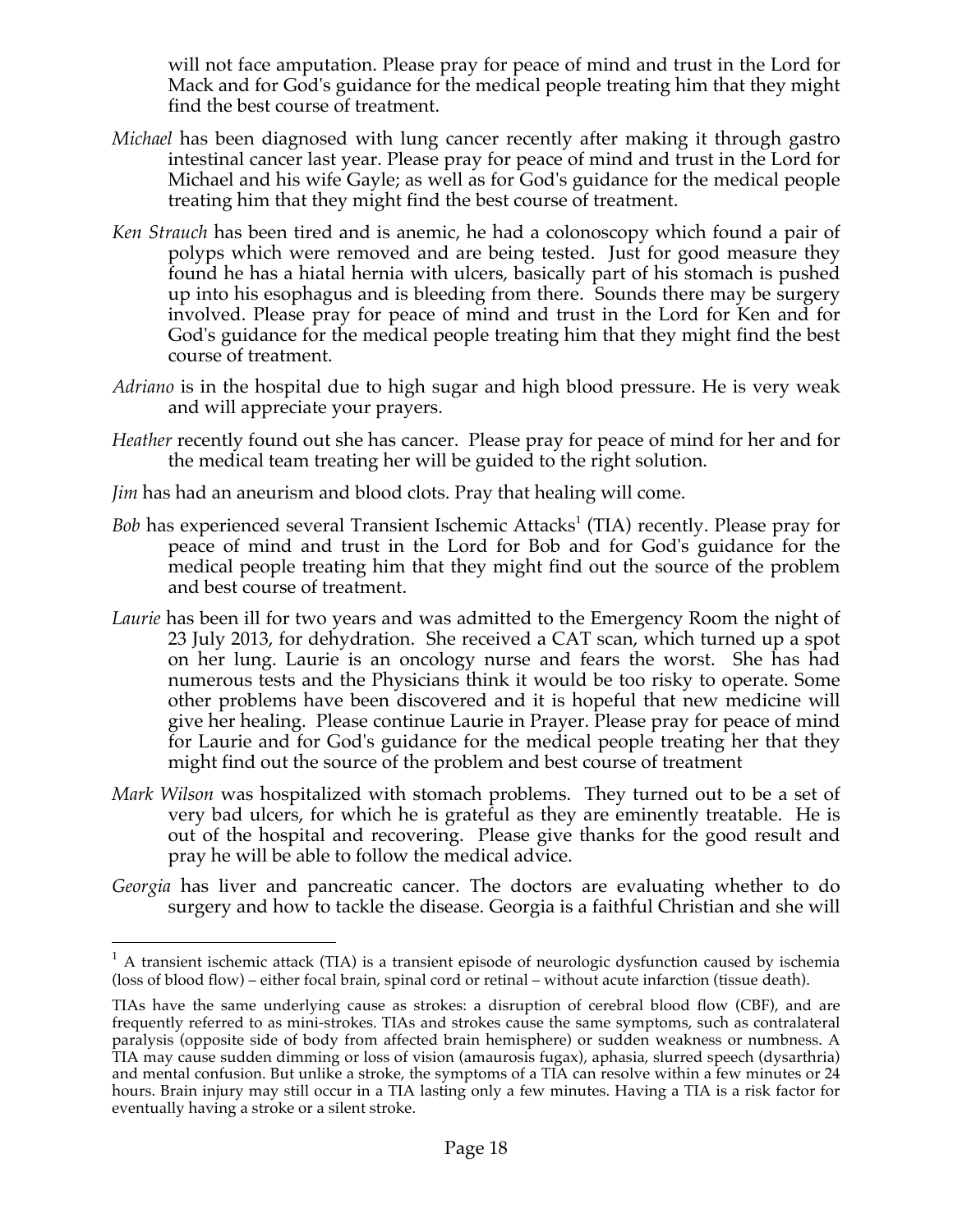will not face amputation. Please pray for peace of mind and trust in the Lord for Mack and for God's guidance for the medical people treating him that they might find the best course of treatment.

*Michael* has been diagnosed with lung cancer recently after making it through gastro intestinal cancer last year. Please pray for peace of mind and trust in the Lord for Michael and his wife Gayle; as well as for God's guidance for the medical people treating him that they might find the best course of treatment.

*Ken Strauch* has been tired and is anemic, he had a colonoscopy which found a pair of polyps which were removed and are being tested. Just for good measure they found he has a hiatal hernia with ulcers, basically part of his stomach is pushed up into his esophagus and is bleeding from there. Sounds there may be surgery involved. Please pray for peace of mind and trust in the Lord for Ken and for God's guidance for the medical people treating him that they might find the best course of treatment.

*Adriano* is in the hospital due to high sugar and high blood pressure. He is very weak and will appreciate your prayers.

*Heather* recently found out she has cancer. Please pray for peace of mind for her and for the medical team treating her will be guided to the right solution.

*Jim* has had an aneurism and blood clots. Pray that healing will come.

*Bob* has experienced several Transient Ischemic Attacks[1] (TIA) recently. Please pray for peace of mind and trust in the Lord for Bob and for God's guidance for the medical people treating him that they might find out the source of the problem and best course of treatment.

*Laurie* has been ill for two years and was admitted to the Emergency Room the night of 23 July 2013, for dehydration. She received a CAT scan, which turned up a spot on her lung. Laurie is an oncology nurse and fears the worst. She has had numerous tests and the Physicians think it would be too risky to operate. Some other problems have been discovered and it is hopeful that new medicine will give her healing. Please continue Laurie in Prayer. Please pray for peace of mind for Laurie and for God's guidance for the medical people treating her that they might find out the source of the problem and best course of treatment

*Mark Wilson* was hospitalized with stomach problems. They turned out to be a set of very bad ulcers, for which he is grateful as they are eminently treatable. He is out of the hospital and recovering. Please give thanks for the good result and pray he will be able to follow the medical advice.

*Georgia* has liver and pancreatic cancer. The doctors are evaluating whether to do surgery and how to tackle the disease. Georgia is a faithful Christian and she will

---

[1] A transient ischemic attack (TIA) is a transient episode of neurologic dysfunction caused by ischemia (loss of blood flow) – either focal brain, spinal cord or retinal – without acute infarction (tissue death).

TIAs have the same underlying cause as strokes: a disruption of cerebral blood flow (CBF), and are frequently referred to as mini-strokes. TIAs and strokes cause the same symptoms, such as contralateral paralysis (opposite side of body from affected brain hemisphere) or sudden weakness or numbness. A TIA may cause sudden dimming or loss of vision (amaurosis fugax), aphasia, slurred speech (dysarthria) and mental confusion. But unlike a stroke, the symptoms of a TIA can resolve within a few minutes or 24 hours. Brain injury may still occur in a TIA lasting only a few minutes. Having a TIA is a risk factor for eventually having a stroke or a silent stroke.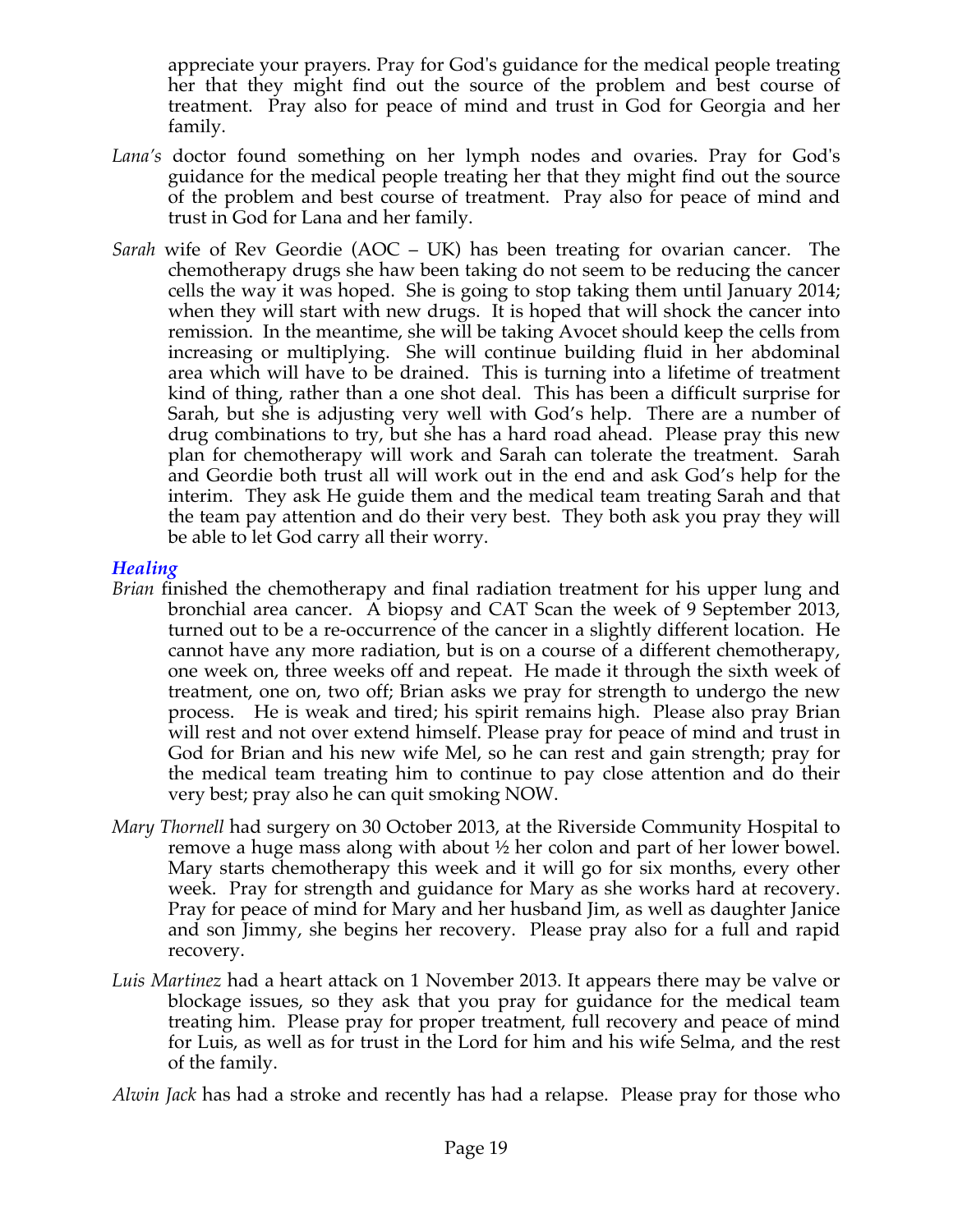appreciate your prayers. Pray for God's guidance for the medical people treating her that they might find out the source of the problem and best course of treatment. Pray also for peace of mind and trust in God for Georgia and her family.

*Lana's* doctor found something on her lymph nodes and ovaries. Pray for God's guidance for the medical people treating her that they might find out the source of the problem and best course of treatment. Pray also for peace of mind and trust in God for Lana and her family.

*Sarah* wife of Rev Geordie (AOC – UK) has been treating for ovarian cancer. The chemotherapy drugs she haw been taking do not seem to be reducing the cancer cells the way it was hoped. She is going to stop taking them until January 2014; when they will start with new drugs. It is hoped that will shock the cancer into remission. In the meantime, she will be taking Avocet should keep the cells from increasing or multiplying. She will continue building fluid in her abdominal area which will have to be drained. This is turning into a lifetime of treatment kind of thing, rather than a one shot deal. This has been a difficult surprise for Sarah, but she is adjusting very well with God's help. There are a number of drug combinations to try, but she has a hard road ahead. Please pray this new plan for chemotherapy will work and Sarah can tolerate the treatment. Sarah and Geordie both trust all will work out in the end and ask God's help for the interim. They ask He guide them and the medical team treating Sarah and that the team pay attention and do their very best. They both ask you pray they will be able to let God carry all their worry.

### *Healing*

*Brian* finished the chemotherapy and final radiation treatment for his upper lung and bronchial area cancer. A biopsy and CAT Scan the week of 9 September 2013, turned out to be a re-occurrence of the cancer in a slightly different location. He cannot have any more radiation, but is on a course of a different chemotherapy, one week on, three weeks off and repeat. He made it through the sixth week of treatment, one on, two off; Brian asks we pray for strength to undergo the new process. He is weak and tired; his spirit remains high. Please also pray Brian will rest and not over extend himself. Please pray for peace of mind and trust in God for Brian and his new wife Mel, so he can rest and gain strength; pray for the medical team treating him to continue to pay close attention and do their very best; pray also he can quit smoking NOW.

*Mary Thornell* had surgery on 30 October 2013, at the Riverside Community Hospital to remove a huge mass along with about ½ her colon and part of her lower bowel. Mary starts chemotherapy this week and it will go for six months, every other week. Pray for strength and guidance for Mary as she works hard at recovery. Pray for peace of mind for Mary and her husband Jim, as well as daughter Janice and son Jimmy, she begins her recovery. Please pray also for a full and rapid recovery.

*Luis Martinez* had a heart attack on 1 November 2013. It appears there may be valve or blockage issues, so they ask that you pray for guidance for the medical team treating him. Please pray for proper treatment, full recovery and peace of mind for Luis, as well as for trust in the Lord for him and his wife Selma, and the rest of the family.

*Alwin Jack* has had a stroke and recently has had a relapse. Please pray for those who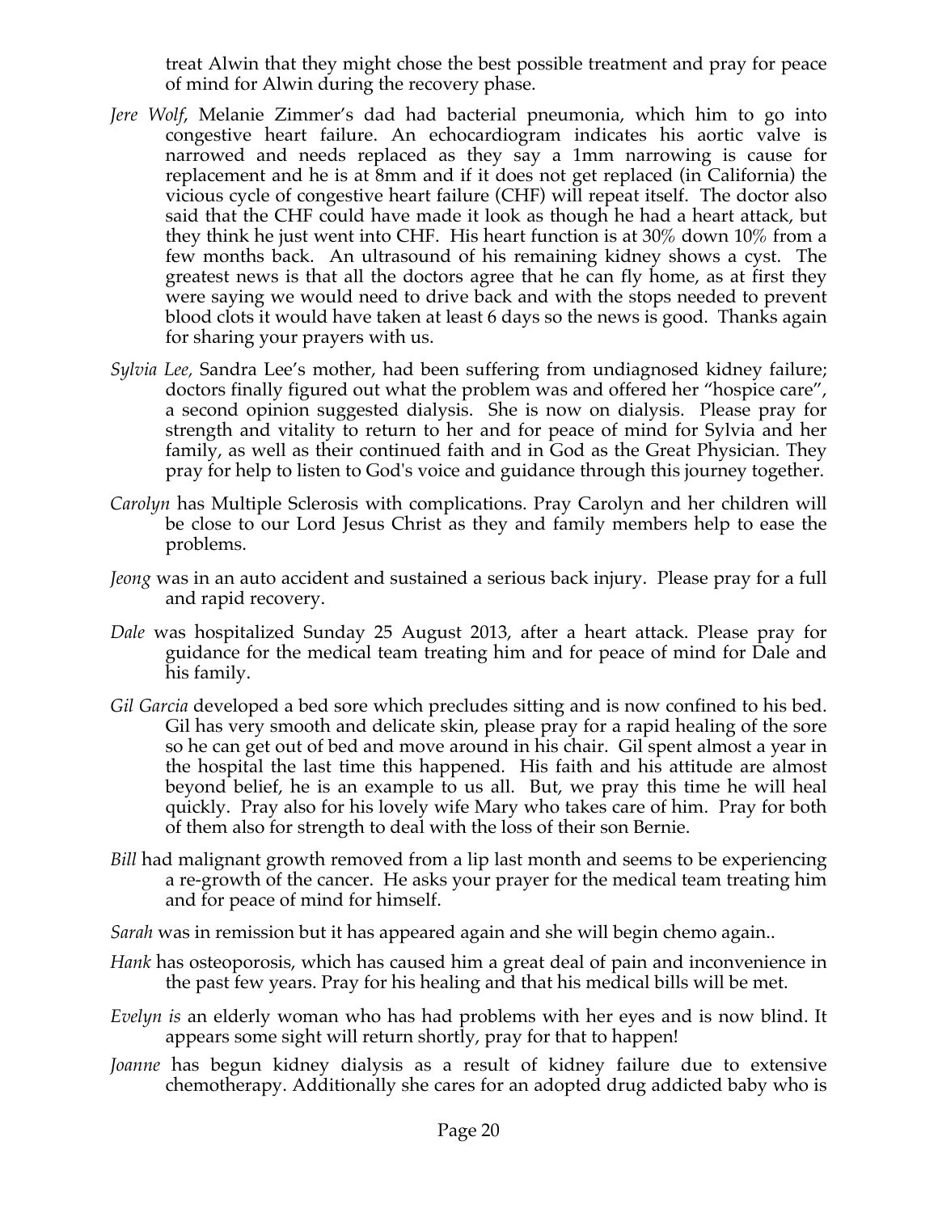treat Alwin that they might chose the best possible treatment and pray for peace of mind for Alwin during the recovery phase.

*Jere Wolf*, Melanie Zimmer's dad had bacterial pneumonia, which him to go into congestive heart failure. An echocardiogram indicates his aortic valve is narrowed and needs replaced as they say a 1mm narrowing is cause for replacement and he is at 8mm and if it does not get replaced (in California) the vicious cycle of congestive heart failure (CHF) will repeat itself. The doctor also said that the CHF could have made it look as though he had a heart attack, but they think he just went into CHF. His heart function is at 30% down 10% from a few months back. An ultrasound of his remaining kidney shows a cyst. The greatest news is that all the doctors agree that he can fly home, as at first they were saying we would need to drive back and with the stops needed to prevent blood clots it would have taken at least 6 days so the news is good. Thanks again for sharing your prayers with us.

*Sylvia Lee,* Sandra Lee's mother, had been suffering from undiagnosed kidney failure; doctors finally figured out what the problem was and offered her "hospice care", a second opinion suggested dialysis. She is now on dialysis. Please pray for strength and vitality to return to her and for peace of mind for Sylvia and her family, as well as their continued faith and in God as the Great Physician. They pray for help to listen to God's voice and guidance through this journey together.

*Carolyn* has Multiple Sclerosis with complications. Pray Carolyn and her children will be close to our Lord Jesus Christ as they and family members help to ease the problems.

*Jeong* was in an auto accident and sustained a serious back injury. Please pray for a full and rapid recovery.

*Dale* was hospitalized Sunday 25 August 2013, after a heart attack. Please pray for guidance for the medical team treating him and for peace of mind for Dale and his family.

*Gil Garcia* developed a bed sore which precludes sitting and is now confined to his bed. Gil has very smooth and delicate skin, please pray for a rapid healing of the sore so he can get out of bed and move around in his chair. Gil spent almost a year in the hospital the last time this happened. His faith and his attitude are almost beyond belief, he is an example to us all. But, we pray this time he will heal quickly. Pray also for his lovely wife Mary who takes care of him. Pray for both of them also for strength to deal with the loss of their son Bernie.

*Bill* had malignant growth removed from a lip last month and seems to be experiencing a re-growth of the cancer. He asks your prayer for the medical team treating him and for peace of mind for himself.

*Sarah* was in remission but it has appeared again and she will begin chemo again..

*Hank* has osteoporosis, which has caused him a great deal of pain and inconvenience in the past few years. Pray for his healing and that his medical bills will be met.

*Evelyn is* an elderly woman who has had problems with her eyes and is now blind. It appears some sight will return shortly, pray for that to happen!

*Joanne* has begun kidney dialysis as a result of kidney failure due to extensive chemotherapy. Additionally she cares for an adopted drug addicted baby who is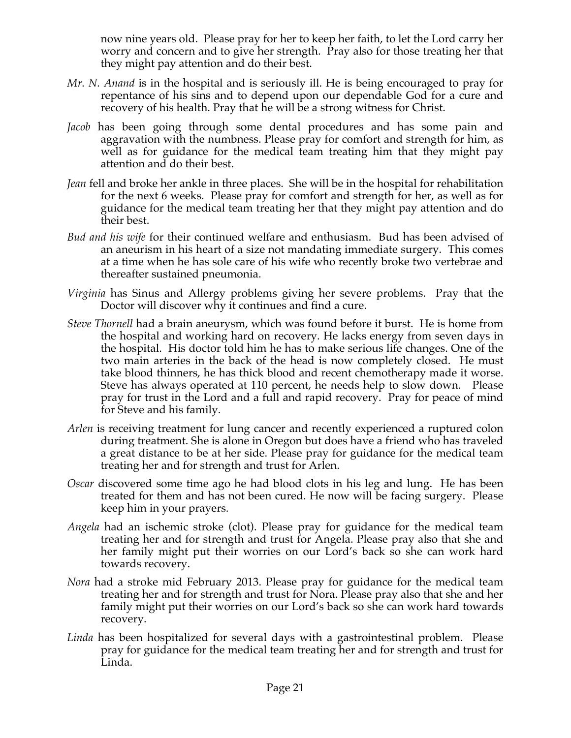now nine years old. Please pray for her to keep her faith, to let the Lord carry her worry and concern and to give her strength. Pray also for those treating her that they might pay attention and do their best.

*Mr. N. Anand* is in the hospital and is seriously ill. He is being encouraged to pray for repentance of his sins and to depend upon our dependable God for a cure and recovery of his health. Pray that he will be a strong witness for Christ.

*Jacob* has been going through some dental procedures and has some pain and aggravation with the numbness. Please pray for comfort and strength for him, as well as for guidance for the medical team treating him that they might pay attention and do their best.

*Jean* fell and broke her ankle in three places. She will be in the hospital for rehabilitation for the next 6 weeks. Please pray for comfort and strength for her, as well as for guidance for the medical team treating her that they might pay attention and do their best.

*Bud and his wife* for their continued welfare and enthusiasm. Bud has been advised of an aneurism in his heart of a size not mandating immediate surgery. This comes at a time when he has sole care of his wife who recently broke two vertebrae and thereafter sustained pneumonia.

*Virginia* has Sinus and Allergy problems giving her severe problems. Pray that the Doctor will discover why it continues and find a cure.

*Steve Thornell* had a brain aneurysm, which was found before it burst. He is home from the hospital and working hard on recovery. He lacks energy from seven days in the hospital. His doctor told him he has to make serious life changes. One of the two main arteries in the back of the head is now completely closed. He must take blood thinners, he has thick blood and recent chemotherapy made it worse. Steve has always operated at 110 percent, he needs help to slow down. Please pray for trust in the Lord and a full and rapid recovery. Pray for peace of mind for Steve and his family.

*Arlen* is receiving treatment for lung cancer and recently experienced a ruptured colon during treatment. She is alone in Oregon but does have a friend who has traveled a great distance to be at her side. Please pray for guidance for the medical team treating her and for strength and trust for Arlen.

*Oscar* discovered some time ago he had blood clots in his leg and lung. He has been treated for them and has not been cured. He now will be facing surgery. Please keep him in your prayers.

*Angela* had an ischemic stroke (clot). Please pray for guidance for the medical team treating her and for strength and trust for Angela. Please pray also that she and her family might put their worries on our Lord's back so she can work hard towards recovery.

*Nora* had a stroke mid February 2013. Please pray for guidance for the medical team treating her and for strength and trust for Nora. Please pray also that she and her family might put their worries on our Lord's back so she can work hard towards recovery.

*Linda* has been hospitalized for several days with a gastrointestinal problem. Please pray for guidance for the medical team treating her and for strength and trust for Linda.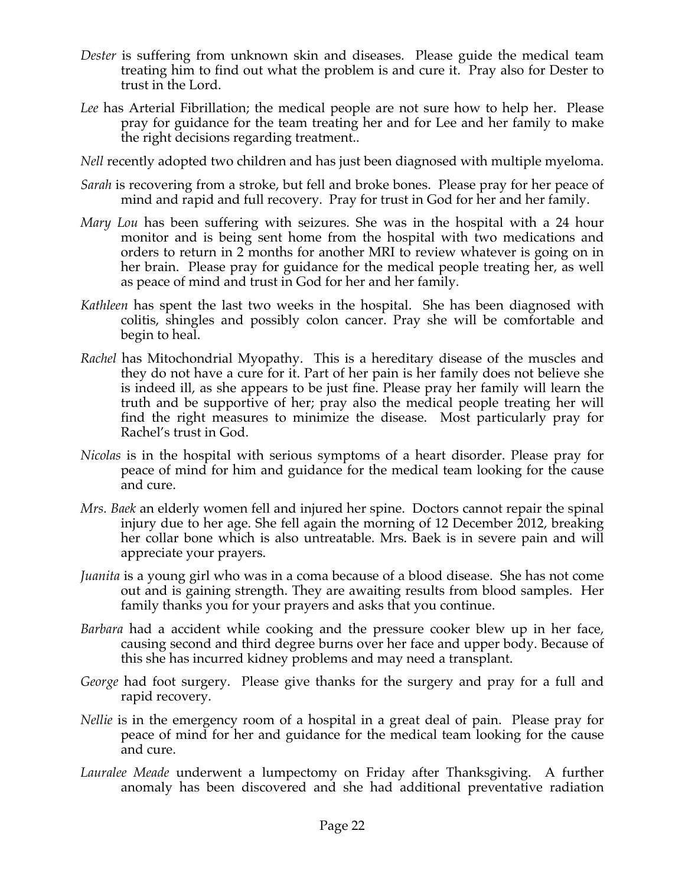*Dester* is suffering from unknown skin and diseases. Please guide the medical team treating him to find out what the problem is and cure it. Pray also for Dester to trust in the Lord.

*Lee* has Arterial Fibrillation; the medical people are not sure how to help her. Please pray for guidance for the team treating her and for Lee and her family to make the right decisions regarding treatment..

*Nell* recently adopted two children and has just been diagnosed with multiple myeloma.

*Sarah* is recovering from a stroke, but fell and broke bones. Please pray for her peace of mind and rapid and full recovery. Pray for trust in God for her and her family.

*Mary Lou* has been suffering with seizures. She was in the hospital with a 24 hour monitor and is being sent home from the hospital with two medications and orders to return in 2 months for another MRI to review whatever is going on in her brain. Please pray for guidance for the medical people treating her, as well as peace of mind and trust in God for her and her family.

*Kathleen* has spent the last two weeks in the hospital. She has been diagnosed with colitis, shingles and possibly colon cancer. Pray she will be comfortable and begin to heal.

*Rachel* has Mitochondrial Myopathy. This is a hereditary disease of the muscles and they do not have a cure for it. Part of her pain is her family does not believe she is indeed ill, as she appears to be just fine. Please pray her family will learn the truth and be supportive of her; pray also the medical people treating her will find the right measures to minimize the disease. Most particularly pray for Rachel's trust in God.

*Nicolas* is in the hospital with serious symptoms of a heart disorder. Please pray for peace of mind for him and guidance for the medical team looking for the cause and cure.

*Mrs. Baek* an elderly women fell and injured her spine. Doctors cannot repair the spinal injury due to her age. She fell again the morning of 12 December 2012, breaking her collar bone which is also untreatable. Mrs. Baek is in severe pain and will appreciate your prayers.

*Juanita* is a young girl who was in a coma because of a blood disease. She has not come out and is gaining strength. They are awaiting results from blood samples. Her family thanks you for your prayers and asks that you continue.

*Barbara* had a accident while cooking and the pressure cooker blew up in her face, causing second and third degree burns over her face and upper body. Because of this she has incurred kidney problems and may need a transplant.

*George* had foot surgery. Please give thanks for the surgery and pray for a full and rapid recovery.

*Nellie* is in the emergency room of a hospital in a great deal of pain. Please pray for peace of mind for her and guidance for the medical team looking for the cause and cure.

*Lauralee Meade* underwent a lumpectomy on Friday after Thanksgiving. A further anomaly has been discovered and she had additional preventative radiation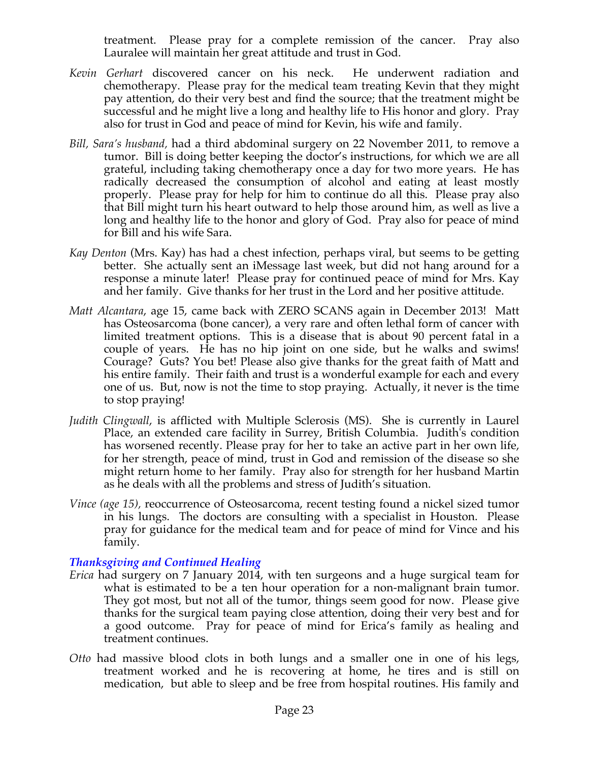treatment. Please pray for a complete remission of the cancer. Pray also Lauralee will maintain her great attitude and trust in God.

*Kevin Gerhart* discovered cancer on his neck. He underwent radiation and chemotherapy. Please pray for the medical team treating Kevin that they might pay attention, do their very best and find the source; that the treatment might be successful and he might live a long and healthy life to His honor and glory. Pray also for trust in God and peace of mind for Kevin, his wife and family.

*Bill, Sara's husband,* had a third abdominal surgery on 22 November 2011, to remove a tumor. Bill is doing better keeping the doctor's instructions, for which we are all grateful, including taking chemotherapy once a day for two more years. He has radically decreased the consumption of alcohol and eating at least mostly properly. Please pray for help for him to continue do all this. Please pray also that Bill might turn his heart outward to help those around him, as well as live a long and healthy life to the honor and glory of God. Pray also for peace of mind for Bill and his wife Sara.

*Kay Denton* (Mrs. Kay) has had a chest infection, perhaps viral, but seems to be getting better. She actually sent an iMessage last week, but did not hang around for a response a minute later! Please pray for continued peace of mind for Mrs. Kay and her family. Give thanks for her trust in the Lord and her positive attitude.

*Matt Alcantara*, age 15, came back with ZERO SCANS again in December 2013! Matt has Osteosarcoma (bone cancer), a very rare and often lethal form of cancer with limited treatment options. This is a disease that is about 90 percent fatal in a couple of years. He has no hip joint on one side, but he walks and swims! Courage? Guts? You bet! Please also give thanks for the great faith of Matt and his entire family. Their faith and trust is a wonderful example for each and every one of us. But, now is not the time to stop praying. Actually, it never is the time to stop praying!

*Judith Clingwall*, is afflicted with Multiple Sclerosis (MS). She is currently in Laurel Place, an extended care facility in Surrey, British Columbia. Judith's condition has worsened recently. Please pray for her to take an active part in her own life, for her strength, peace of mind, trust in God and remission of the disease so she might return home to her family. Pray also for strength for her husband Martin as he deals with all the problems and stress of Judith's situation.

*Vince (age 15),* reoccurrence of Osteosarcoma, recent testing found a nickel sized tumor in his lungs. The doctors are consulting with a specialist in Houston. Please pray for guidance for the medical team and for peace of mind for Vince and his family.

### *Thanksgiving and Continued Healing*

*Erica* had surgery on 7 January 2014, with ten surgeons and a huge surgical team for what is estimated to be a ten hour operation for a non-malignant brain tumor. They got most, but not all of the tumor, things seem good for now. Please give thanks for the surgical team paying close attention, doing their very best and for a good outcome. Pray for peace of mind for Erica's family as healing and treatment continues.

*Otto* had massive blood clots in both lungs and a smaller one in one of his legs, treatment worked and he is recovering at home, he tires and is still on medication, but able to sleep and be free from hospital routines. His family and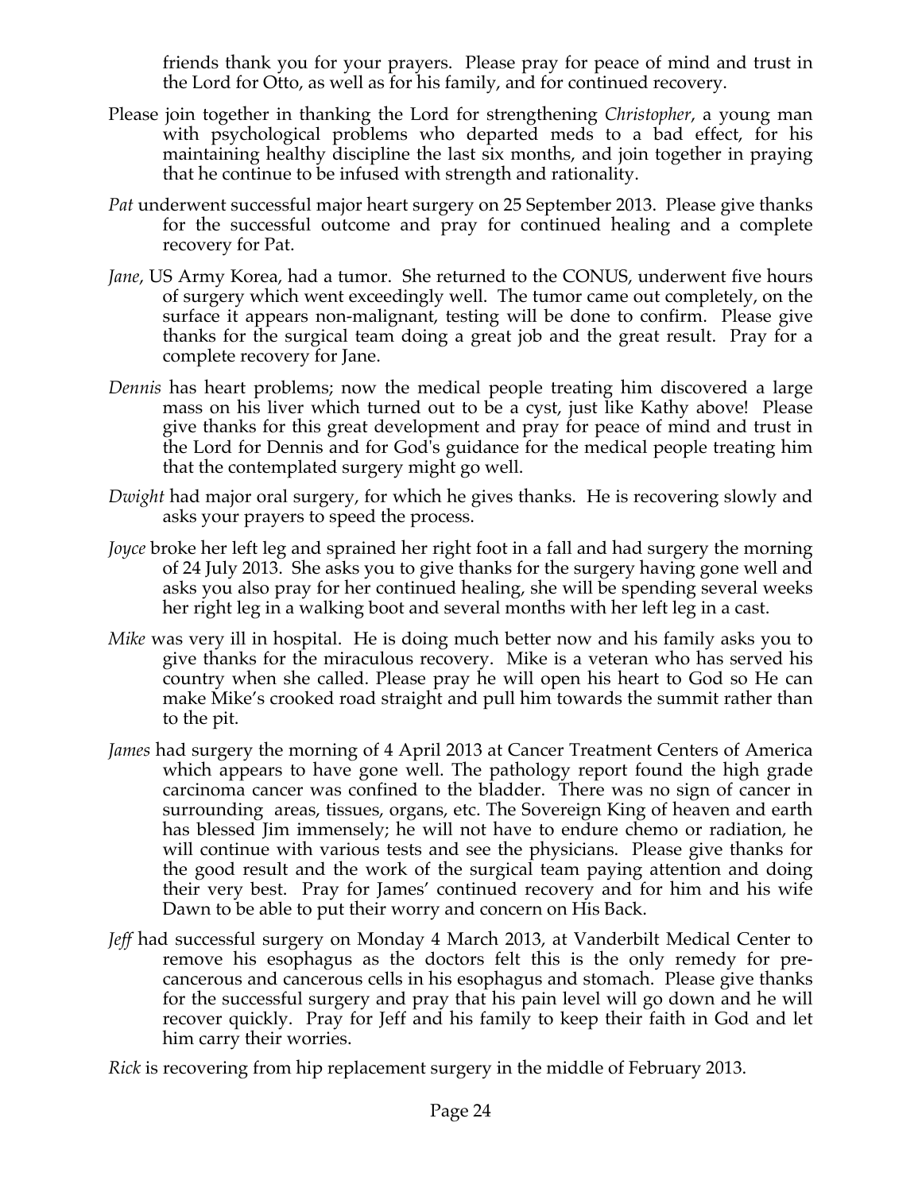friends thank you for your prayers. Please pray for peace of mind and trust in the Lord for Otto, as well as for his family, and for continued recovery.

Please join together in thanking the Lord for strengthening *Christopher*, a young man with psychological problems who departed meds to a bad effect, for his maintaining healthy discipline the last six months, and join together in praying that he continue to be infused with strength and rationality.

*Pat* underwent successful major heart surgery on 25 September 2013. Please give thanks for the successful outcome and pray for continued healing and a complete recovery for Pat.

*Jane*, US Army Korea, had a tumor. She returned to the CONUS, underwent five hours of surgery which went exceedingly well. The tumor came out completely, on the surface it appears non-malignant, testing will be done to confirm. Please give thanks for the surgical team doing a great job and the great result. Pray for a complete recovery for Jane.

*Dennis* has heart problems; now the medical people treating him discovered a large mass on his liver which turned out to be a cyst, just like Kathy above! Please give thanks for this great development and pray for peace of mind and trust in the Lord for Dennis and for God's guidance for the medical people treating him that the contemplated surgery might go well.

*Dwight* had major oral surgery, for which he gives thanks. He is recovering slowly and asks your prayers to speed the process.

*Joyce* broke her left leg and sprained her right foot in a fall and had surgery the morning of 24 July 2013. She asks you to give thanks for the surgery having gone well and asks you also pray for her continued healing, she will be spending several weeks her right leg in a walking boot and several months with her left leg in a cast.

*Mike* was very ill in hospital. He is doing much better now and his family asks you to give thanks for the miraculous recovery. Mike is a veteran who has served his country when she called. Please pray he will open his heart to God so He can make Mike's crooked road straight and pull him towards the summit rather than to the pit.

*James* had surgery the morning of 4 April 2013 at Cancer Treatment Centers of America which appears to have gone well. The pathology report found the high grade carcinoma cancer was confined to the bladder. There was no sign of cancer in surrounding areas, tissues, organs, etc. The Sovereign King of heaven and earth has blessed Jim immensely; he will not have to endure chemo or radiation, he will continue with various tests and see the physicians. Please give thanks for the good result and the work of the surgical team paying attention and doing their very best. Pray for James' continued recovery and for him and his wife Dawn to be able to put their worry and concern on His Back.

*Jeff* had successful surgery on Monday 4 March 2013, at Vanderbilt Medical Center to remove his esophagus as the doctors felt this is the only remedy for pre-cancerous and cancerous cells in his esophagus and stomach. Please give thanks for the successful surgery and pray that his pain level will go down and he will recover quickly. Pray for Jeff and his family to keep their faith in God and let him carry their worries.

*Rick* is recovering from hip replacement surgery in the middle of February 2013.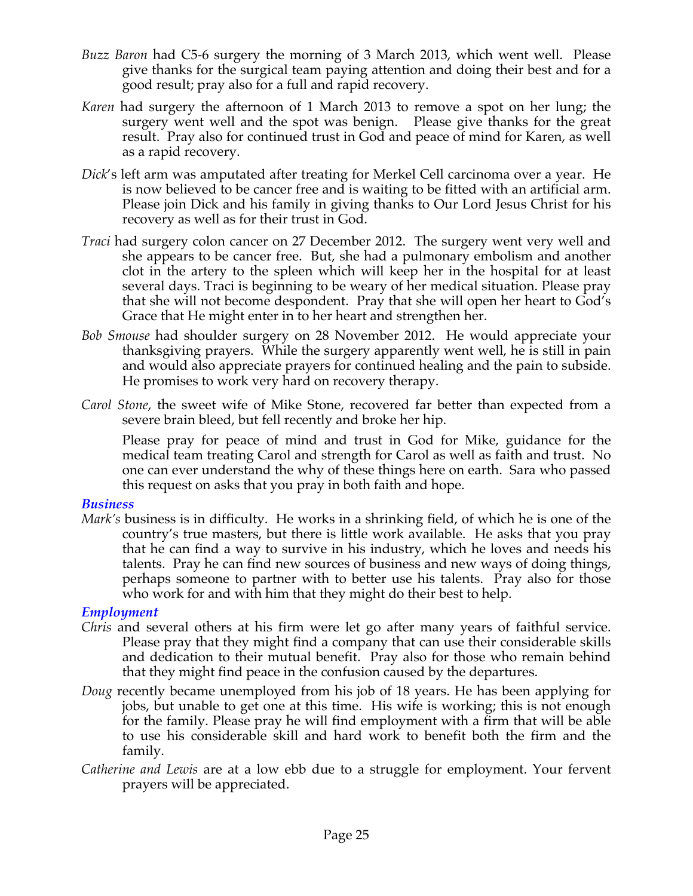*Buzz Baron* had C5-6 surgery the morning of 3 March 2013, which went well. Please give thanks for the surgical team paying attention and doing their best and for a good result; pray also for a full and rapid recovery.

*Karen* had surgery the afternoon of 1 March 2013 to remove a spot on her lung; the surgery went well and the spot was benign. Please give thanks for the great result. Pray also for continued trust in God and peace of mind for Karen, as well as a rapid recovery.

*Dick*'s left arm was amputated after treating for Merkel Cell carcinoma over a year. He is now believed to be cancer free and is waiting to be fitted with an artificial arm. Please join Dick and his family in giving thanks to Our Lord Jesus Christ for his recovery as well as for their trust in God.

*Traci* had surgery colon cancer on 27 December 2012. The surgery went very well and she appears to be cancer free. But, she had a pulmonary embolism and another clot in the artery to the spleen which will keep her in the hospital for at least several days. Traci is beginning to be weary of her medical situation. Please pray that she will not become despondent. Pray that she will open her heart to God's Grace that He might enter in to her heart and strengthen her.

*Bob Smouse* had shoulder surgery on 28 November 2012. He would appreciate your thanksgiving prayers. While the surgery apparently went well, he is still in pain and would also appreciate prayers for continued healing and the pain to subside. He promises to work very hard on recovery therapy.

*Carol Stone*, the sweet wife of Mike Stone, recovered far better than expected from a severe brain bleed, but fell recently and broke her hip.

Please pray for peace of mind and trust in God for Mike, guidance for the medical team treating Carol and strength for Carol as well as faith and trust. No one can ever understand the why of these things here on earth. Sara who passed this request on asks that you pray in both faith and hope.

### *Business*

*Mark's* business is in difficulty. He works in a shrinking field, of which he is one of the country's true masters, but there is little work available. He asks that you pray that he can find a way to survive in his industry, which he loves and needs his talents. Pray he can find new sources of business and new ways of doing things, perhaps someone to partner with to better use his talents. Pray also for those who work for and with him that they might do their best to help.

### *Employment*

*Chris* and several others at his firm were let go after many years of faithful service. Please pray that they might find a company that can use their considerable skills and dedication to their mutual benefit. Pray also for those who remain behind that they might find peace in the confusion caused by the departures.

*Doug* recently became unemployed from his job of 18 years. He has been applying for jobs, but unable to get one at this time. His wife is working; this is not enough for the family. Please pray he will find employment with a firm that will be able to use his considerable skill and hard work to benefit both the firm and the family.

*Catherine and Lewis* are at a low ebb due to a struggle for employment. Your fervent prayers will be appreciated.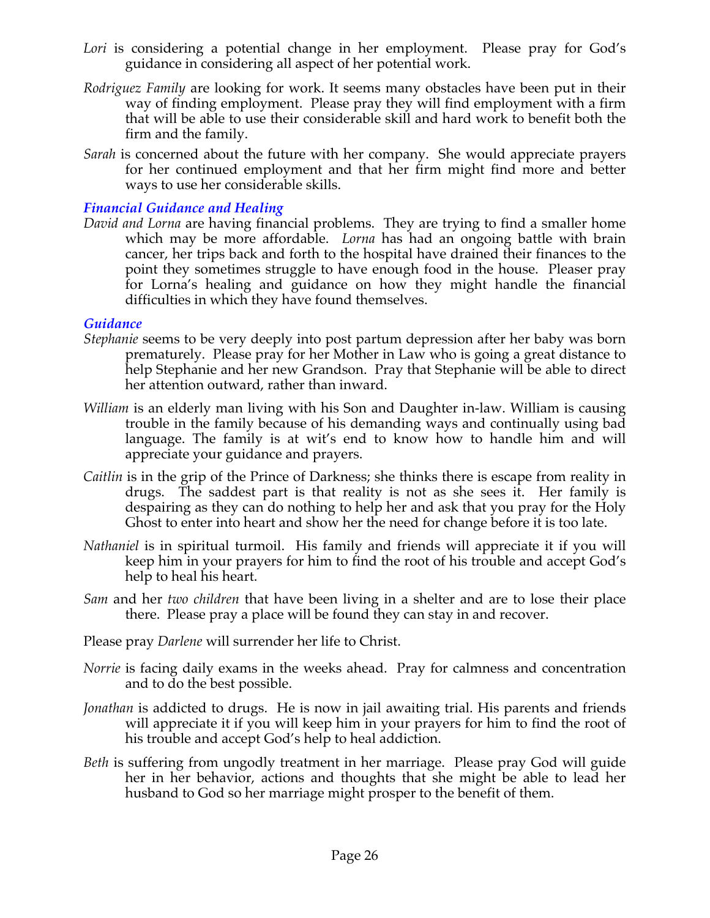*Lori* is considering a potential change in her employment. Please pray for God's guidance in considering all aspect of her potential work.

*Rodriguez Family* are looking for work. It seems many obstacles have been put in their way of finding employment. Please pray they will find employment with a firm that will be able to use their considerable skill and hard work to benefit both the firm and the family.

*Sarah* is concerned about the future with her company. She would appreciate prayers for her continued employment and that her firm might find more and better ways to use her considerable skills.

### *Financial Guidance and Healing*

*David and Lorna* are having financial problems. They are trying to find a smaller home which may be more affordable. *Lorna* has had an ongoing battle with brain cancer, her trips back and forth to the hospital have drained their finances to the point they sometimes struggle to have enough food in the house. Pleaser pray for Lorna's healing and guidance on how they might handle the financial difficulties in which they have found themselves.

### *Guidance*

*Stephanie* seems to be very deeply into post partum depression after her baby was born prematurely. Please pray for her Mother in Law who is going a great distance to help Stephanie and her new Grandson. Pray that Stephanie will be able to direct her attention outward, rather than inward.

*William* is an elderly man living with his Son and Daughter in-law. William is causing trouble in the family because of his demanding ways and continually using bad language. The family is at wit's end to know how to handle him and will appreciate your guidance and prayers.

*Caitlin* is in the grip of the Prince of Darkness; she thinks there is escape from reality in drugs. The saddest part is that reality is not as she sees it. Her family is despairing as they can do nothing to help her and ask that you pray for the Holy Ghost to enter into heart and show her the need for change before it is too late.

*Nathaniel* is in spiritual turmoil. His family and friends will appreciate it if you will keep him in your prayers for him to find the root of his trouble and accept God's help to heal his heart.

*Sam* and her *two children* that have been living in a shelter and are to lose their place there. Please pray a place will be found they can stay in and recover.

Please pray *Darlene* will surrender her life to Christ.

*Norrie* is facing daily exams in the weeks ahead. Pray for calmness and concentration and to do the best possible.

*Jonathan* is addicted to drugs. He is now in jail awaiting trial. His parents and friends will appreciate it if you will keep him in your prayers for him to find the root of his trouble and accept God's help to heal addiction.

*Beth* is suffering from ungodly treatment in her marriage. Please pray God will guide her in her behavior, actions and thoughts that she might be able to lead her husband to God so her marriage might prosper to the benefit of them.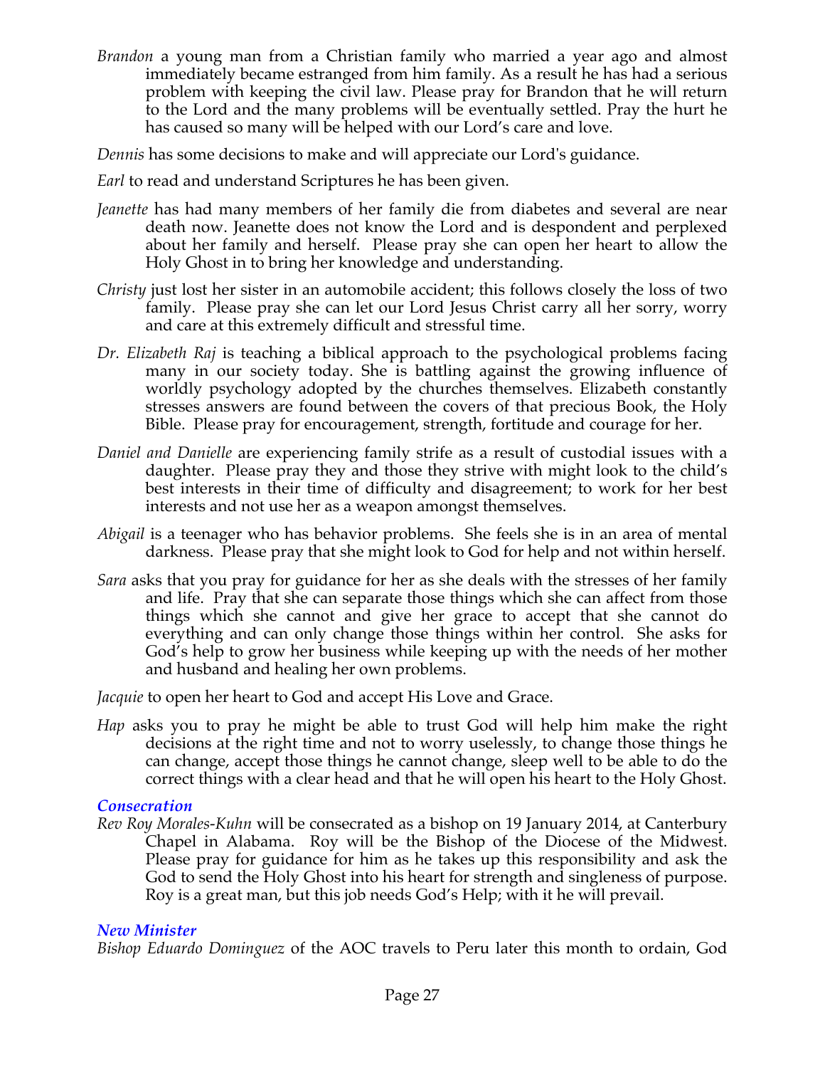*Brandon* a young man from a Christian family who married a year ago and almost immediately became estranged from him family. As a result he has had a serious problem with keeping the civil law. Please pray for Brandon that he will return to the Lord and the many problems will be eventually settled. Pray the hurt he has caused so many will be helped with our Lord's care and love.

*Dennis* has some decisions to make and will appreciate our Lord's guidance.

*Earl* to read and understand Scriptures he has been given.

*Jeanette* has had many members of her family die from diabetes and several are near death now. Jeanette does not know the Lord and is despondent and perplexed about her family and herself. Please pray she can open her heart to allow the Holy Ghost in to bring her knowledge and understanding.

*Christy* just lost her sister in an automobile accident; this follows closely the loss of two family. Please pray she can let our Lord Jesus Christ carry all her sorry, worry and care at this extremely difficult and stressful time.

*Dr. Elizabeth Raj* is teaching a biblical approach to the psychological problems facing many in our society today. She is battling against the growing influence of worldly psychology adopted by the churches themselves. Elizabeth constantly stresses answers are found between the covers of that precious Book, the Holy Bible. Please pray for encouragement, strength, fortitude and courage for her.

*Daniel and Danielle* are experiencing family strife as a result of custodial issues with a daughter. Please pray they and those they strive with might look to the child's best interests in their time of difficulty and disagreement; to work for her best interests and not use her as a weapon amongst themselves.

*Abigail* is a teenager who has behavior problems. She feels she is in an area of mental darkness. Please pray that she might look to God for help and not within herself.

*Sara* asks that you pray for guidance for her as she deals with the stresses of her family and life. Pray that she can separate those things which she can affect from those things which she cannot and give her grace to accept that she cannot do everything and can only change those things within her control. She asks for God's help to grow her business while keeping up with the needs of her mother and husband and healing her own problems.

*Jacquie* to open her heart to God and accept His Love and Grace.

*Hap* asks you to pray he might be able to trust God will help him make the right decisions at the right time and not to worry uselessly, to change those things he can change, accept those things he cannot change, sleep well to be able to do the correct things with a clear head and that he will open his heart to the Holy Ghost.

### *Consecration*

*Rev Roy Morales-Kuhn* will be consecrated as a bishop on 19 January 2014, at Canterbury Chapel in Alabama. Roy will be the Bishop of the Diocese of the Midwest. Please pray for guidance for him as he takes up this responsibility and ask the God to send the Holy Ghost into his heart for strength and singleness of purpose. Roy is a great man, but this job needs God's Help; with it he will prevail.

### *New Minister*

*Bishop Eduardo Dominguez* of the AOC travels to Peru later this month to ordain, God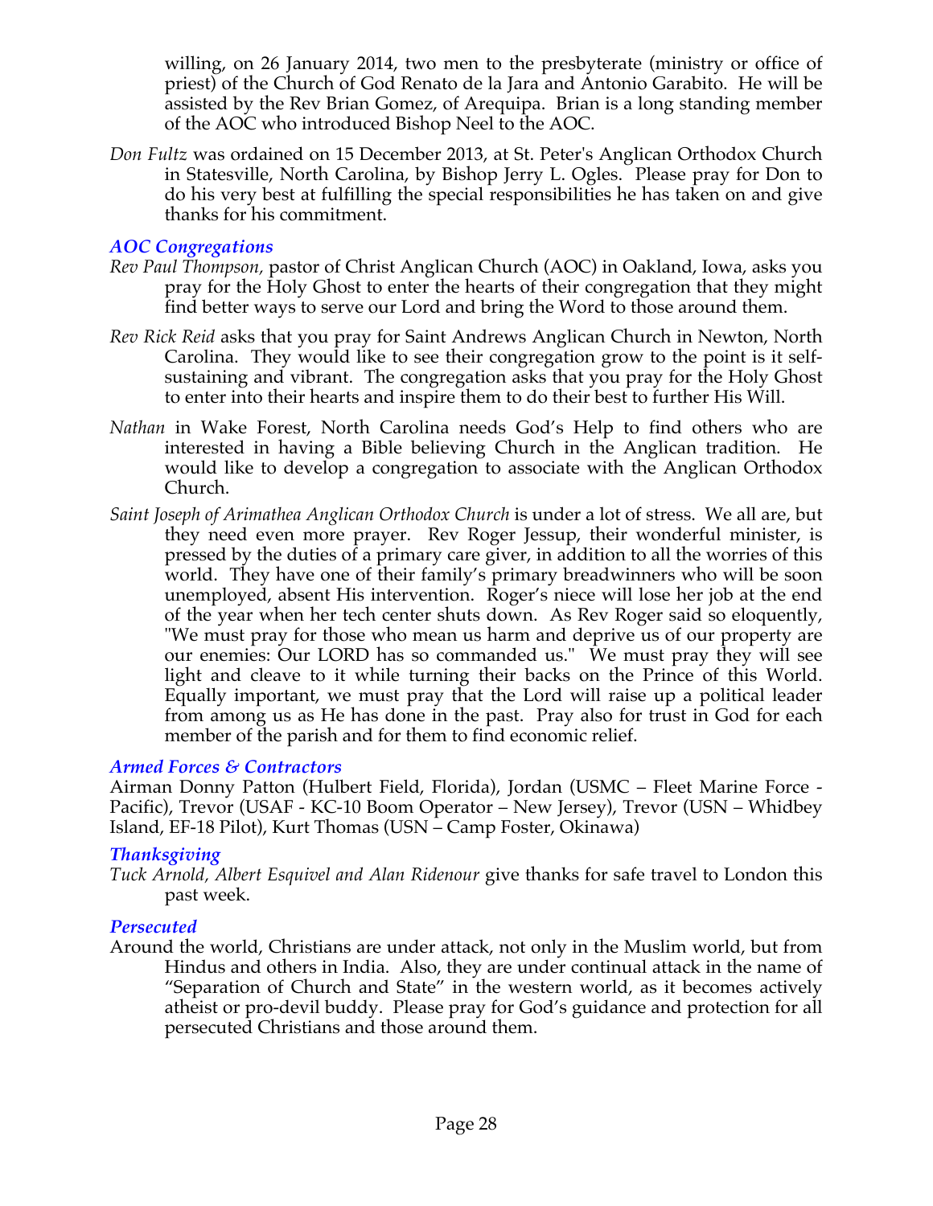willing, on 26 January 2014, two men to the presbyterate (ministry or office of priest) of the Church of God Renato de la Jara and Antonio Garabito. He will be assisted by the Rev Brian Gomez, of Arequipa. Brian is a long standing member of the AOC who introduced Bishop Neel to the AOC.

*Don Fultz* was ordained on 15 December 2013, at St. Peter's Anglican Orthodox Church in Statesville, North Carolina, by Bishop Jerry L. Ogles. Please pray for Don to do his very best at fulfilling the special responsibilities he has taken on and give thanks for his commitment.

### *AOC Congregations*

*Rev Paul Thompson*, pastor of Christ Anglican Church (AOC) in Oakland, Iowa, asks you pray for the Holy Ghost to enter the hearts of their congregation that they might find better ways to serve our Lord and bring the Word to those around them.

*Rev Rick Reid* asks that you pray for Saint Andrews Anglican Church in Newton, North Carolina. They would like to see their congregation grow to the point is it self-sustaining and vibrant. The congregation asks that you pray for the Holy Ghost to enter into their hearts and inspire them to do their best to further His Will.

*Nathan* in Wake Forest, North Carolina needs God's Help to find others who are interested in having a Bible believing Church in the Anglican tradition. He would like to develop a congregation to associate with the Anglican Orthodox Church.

*Saint Joseph of Arimathea Anglican Orthodox Church* is under a lot of stress. We all are, but they need even more prayer. Rev Roger Jessup, their wonderful minister, is pressed by the duties of a primary care giver, in addition to all the worries of this world. They have one of their family's primary breadwinners who will be soon unemployed, absent His intervention. Roger's niece will lose her job at the end of the year when her tech center shuts down. As Rev Roger said so eloquently, "We must pray for those who mean us harm and deprive us of our property are our enemies: Our LORD has so commanded us." We must pray they will see light and cleave to it while turning their backs on the Prince of this World. Equally important, we must pray that the Lord will raise up a political leader from among us as He has done in the past. Pray also for trust in God for each member of the parish and for them to find economic relief.

### *Armed Forces & Contractors*

Airman Donny Patton (Hulbert Field, Florida), Jordan (USMC – Fleet Marine Force - Pacific), Trevor (USAF - KC-10 Boom Operator – New Jersey), Trevor (USN – Whidbey Island, EF-18 Pilot), Kurt Thomas (USN – Camp Foster, Okinawa)

### *Thanksgiving*

*Tuck Arnold, Albert Esquivel and Alan Ridenour* give thanks for safe travel to London this past week.

### *Persecuted*

Around the world, Christians are under attack, not only in the Muslim world, but from Hindus and others in India. Also, they are under continual attack in the name of "Separation of Church and State" in the western world, as it becomes actively atheist or pro-devil buddy. Please pray for God's guidance and protection for all persecuted Christians and those around them.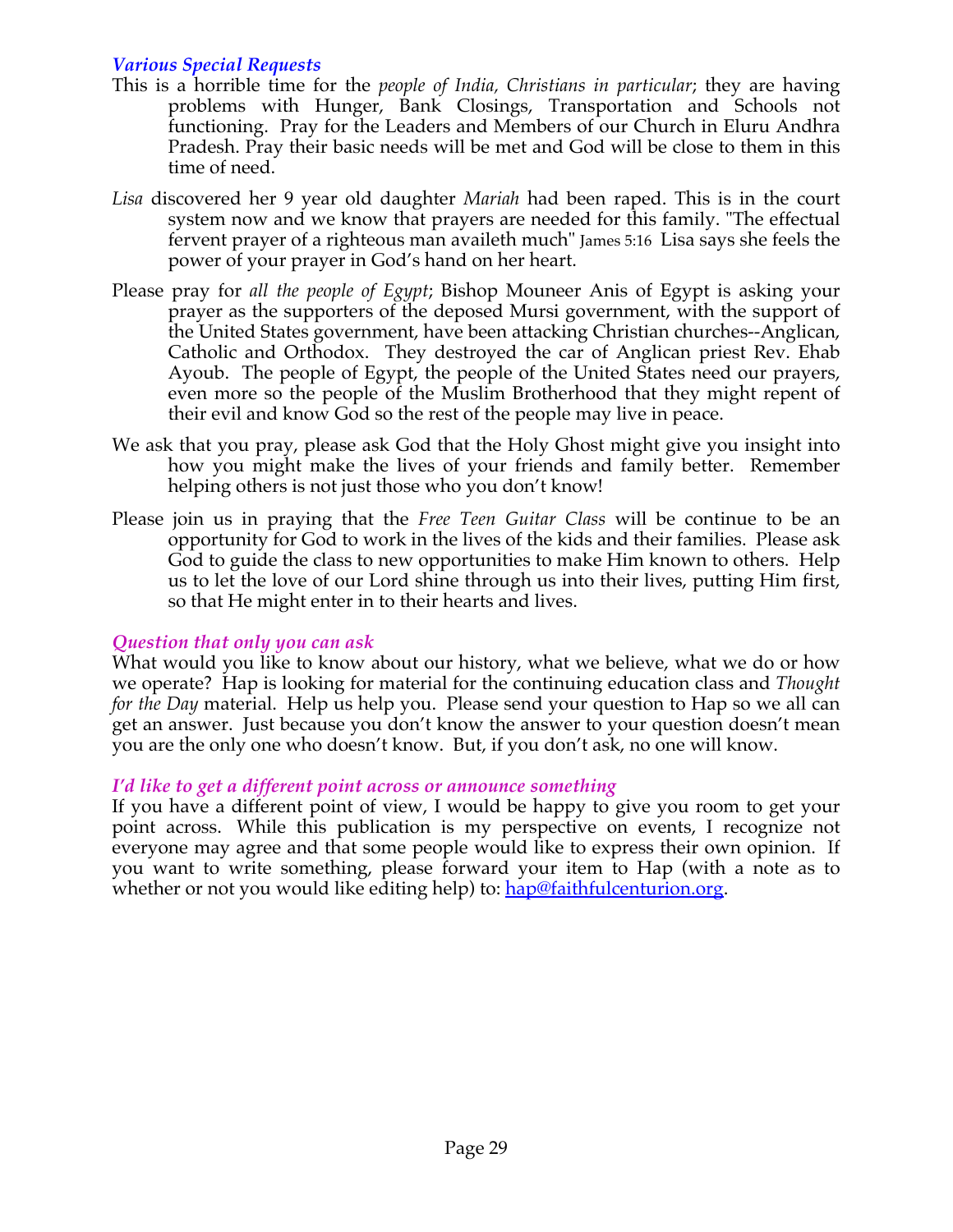### *Various Special Requests*

This is a horrible time for the *people of India, Christians in particular*; they are having problems with Hunger, Bank Closings, Transportation and Schools not functioning. Pray for the Leaders and Members of our Church in Eluru Andhra Pradesh. Pray their basic needs will be met and God will be close to them in this time of need.

*Lisa* discovered her 9 year old daughter *Mariah* had been raped. This is in the court system now and we know that prayers are needed for this family. "The effectual fervent prayer of a righteous man availeth much" James 5:16 Lisa says she feels the power of your prayer in God's hand on her heart.

Please pray for *all the people of Egypt*; Bishop Mouneer Anis of Egypt is asking your prayer as the supporters of the deposed Mursi government, with the support of the United States government, have been attacking Christian churches--Anglican, Catholic and Orthodox. They destroyed the car of Anglican priest Rev. Ehab Ayoub. The people of Egypt, the people of the United States need our prayers, even more so the people of the Muslim Brotherhood that they might repent of their evil and know God so the rest of the people may live in peace.

We ask that you pray, please ask God that the Holy Ghost might give you insight into how you might make the lives of your friends and family better. Remember helping others is not just those who you don't know!

Please join us in praying that the *Free Teen Guitar Class* will be continue to be an opportunity for God to work in the lives of the kids and their families. Please ask God to guide the class to new opportunities to make Him known to others. Help us to let the love of our Lord shine through us into their lives, putting Him first, so that He might enter in to their hearts and lives.

### *Question that only you can ask*

What would you like to know about our history, what we believe, what we do or how we operate? Hap is looking for material for the continuing education class and *Thought for the Day* material. Help us help you. Please send your question to Hap so we all can get an answer. Just because you don't know the answer to your question doesn't mean you are the only one who doesn't know. But, if you don't ask, no one will know.

### *I'd like to get a different point across or announce something*

If you have a different point of view, I would be happy to give you room to get your point across. While this publication is my perspective on events, I recognize not everyone may agree and that some people would like to express their own opinion. If you want to write something, please forward your item to Hap (with a note as to whether or not you would like editing help) to: hap@faithfulcenturion.org.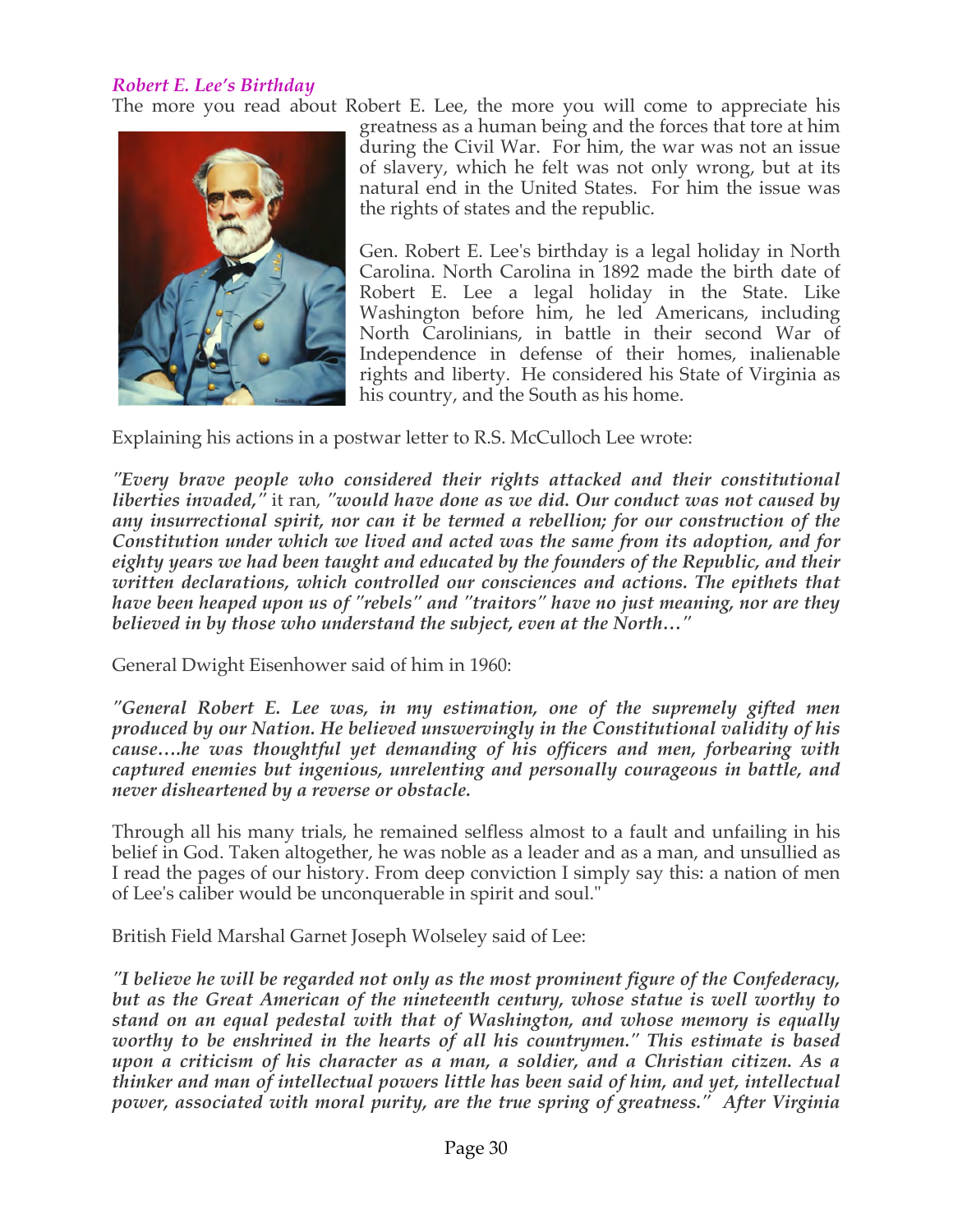*Robert E. Lee's Birthday*

The more you read about Robert E. Lee, the more you will come to appreciate his greatness as a human being and the forces that tore at him during the Civil War. For him, the war was not an issue of slavery, which he felt was not only wrong, but at its natural end in the United States. For him the issue was the rights of states and the republic.

Gen. Robert E. Lee's birthday is a legal holiday in North Carolina. North Carolina in 1892 made the birth date of Robert E. Lee a legal holiday in the State. Like Washington before him, he led Americans, including North Carolinians, in battle in their second War of Independence in defense of their homes, inalienable rights and liberty. He considered his State of Virginia as his country, and the South as his home.

Explaining his actions in a postwar letter to R.S. McCulloch Lee wrote:

***"Every brave people who considered their rights attacked and their constitutional liberties invaded,"*** it ran, ***"would have done as we did. Our conduct was not caused by any insurrectional spirit, nor can it be termed a rebellion; for our construction of the Constitution under which we lived and acted was the same from its adoption, and for eighty years we had been taught and educated by the founders of the Republic, and their written declarations, which controlled our consciences and actions. The epithets that have been heaped upon us of "rebels" and "traitors" have no just meaning, nor are they believed in by those who understand the subject, even at the North…"***

General Dwight Eisenhower said of him in 1960:

***"General Robert E. Lee was, in my estimation, one of the supremely gifted men produced by our Nation. He believed unswervingly in the Constitutional validity of his cause….he was thoughtful yet demanding of his officers and men, forbearing with captured enemies but ingenious, unrelenting and personally courageous in battle, and never disheartened by a reverse or obstacle.***

Through all his many trials, he remained selfless almost to a fault and unfailing in his belief in God. Taken altogether, he was noble as a leader and as a man, and unsullied as I read the pages of our history. From deep conviction I simply say this: a nation of men of Lee's caliber would be unconquerable in spirit and soul."

British Field Marshal Garnet Joseph Wolseley said of Lee:

***"I believe he will be regarded not only as the most prominent figure of the Confederacy, but as the Great American of the nineteenth century, whose statue is well worthy to stand on an equal pedestal with that of Washington, and whose memory is equally worthy to be enshrined in the hearts of all his countrymen." This estimate is based upon a criticism of his character as a man, a soldier, and a Christian citizen. As a thinker and man of intellectual powers little has been said of him, and yet, intellectual power, associated with moral purity, are the true spring of greatness." After Virginia***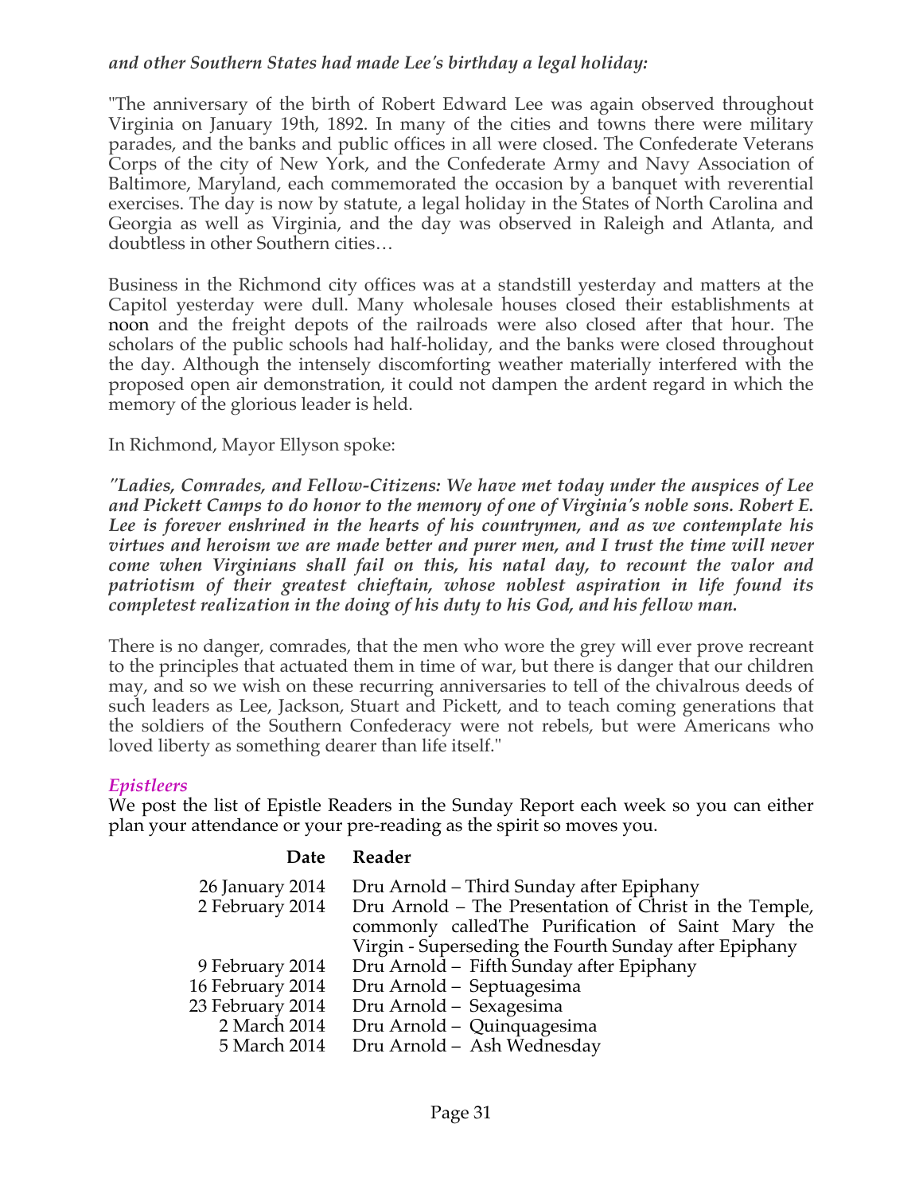*and other Southern States had made Lee's birthday a legal holiday:*

"The anniversary of the birth of Robert Edward Lee was again observed throughout Virginia on January 19th, 1892. In many of the cities and towns there were military parades, and the banks and public offices in all were closed. The Confederate Veterans Corps of the city of New York, and the Confederate Army and Navy Association of Baltimore, Maryland, each commemorated the occasion by a banquet with reverential exercises. The day is now by statute, a legal holiday in the States of North Carolina and Georgia as well as Virginia, and the day was observed in Raleigh and Atlanta, and doubtless in other Southern cities…

Business in the Richmond city offices was at a standstill yesterday and matters at the Capitol yesterday were dull. Many wholesale houses closed their establishments at noon and the freight depots of the railroads were also closed after that hour. The scholars of the public schools had half-holiday, and the banks were closed throughout the day. Although the intensely discomforting weather materially interfered with the proposed open air demonstration, it could not dampen the ardent regard in which the memory of the glorious leader is held.

In Richmond, Mayor Ellyson spoke:

***"Ladies, Comrades, and Fellow-Citizens: We have met today under the auspices of Lee and Pickett Camps to do honor to the memory of one of Virginia's noble sons. Robert E. Lee is forever enshrined in the hearts of his countrymen, and as we contemplate his virtues and heroism we are made better and purer men, and I trust the time will never come when Virginians shall fail on this, his natal day, to recount the valor and patriotism of their greatest chieftain, whose noblest aspiration in life found its completest realization in the doing of his duty to his God, and his fellow man.***

There is no danger, comrades, that the men who wore the grey will ever prove recreant to the principles that actuated them in time of war, but there is danger that our children may, and so we wish on these recurring anniversaries to tell of the chivalrous deeds of such leaders as Lee, Jackson, Stuart and Pickett, and to teach coming generations that the soldiers of the Southern Confederacy were not rebels, but were Americans who loved liberty as something dearer than life itself."

### *Epistleers*

We post the list of Epistle Readers in the Sunday Report each week so you can either plan your attendance or your pre-reading as the spirit so moves you.

| Date | Reader |
|---|---|
| 26 January 2014 | Dru Arnold – Third Sunday after Epiphany |
| 2 February 2014 | Dru Arnold – The Presentation of Christ in the Temple, commonly calledThe Purification of Saint Mary the Virgin - Superseding the Fourth Sunday after Epiphany |
| 9 February 2014 | Dru Arnold – Fifth Sunday after Epiphany |
| 16 February 2014 | Dru Arnold – Septuagesima |
| 23 February 2014 | Dru Arnold – Sexagesima |
| 2 March 2014 | Dru Arnold – Quinquagesima |
| 5 March 2014 | Dru Arnold – Ash Wednesday |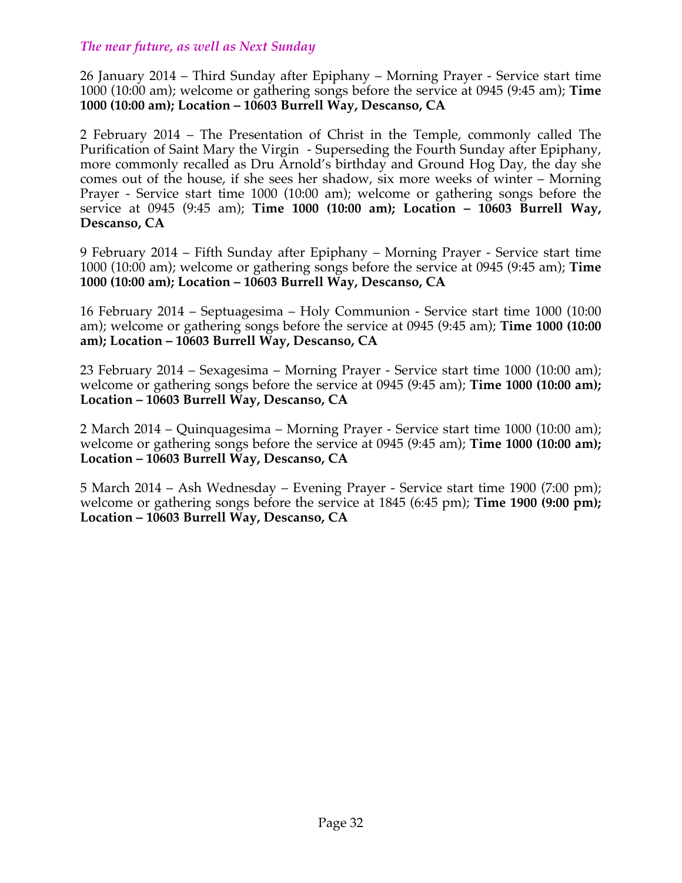*The near future, as well as Next Sunday*

26 January 2014 – Third Sunday after Epiphany – Morning Prayer - Service start time 1000 (10:00 am); welcome or gathering songs before the service at 0945 (9:45 am); **Time 1000 (10:00 am); Location – 10603 Burrell Way, Descanso, CA**

2 February 2014 – The Presentation of Christ in the Temple, commonly called The Purification of Saint Mary the Virgin - Superseding the Fourth Sunday after Epiphany, more commonly recalled as Dru Arnold's birthday and Ground Hog Day, the day she comes out of the house, if she sees her shadow, six more weeks of winter – Morning Prayer - Service start time 1000 (10:00 am); welcome or gathering songs before the service at 0945 (9:45 am); **Time 1000 (10:00 am); Location – 10603 Burrell Way, Descanso, CA**

9 February 2014 – Fifth Sunday after Epiphany – Morning Prayer - Service start time 1000 (10:00 am); welcome or gathering songs before the service at 0945 (9:45 am); **Time 1000 (10:00 am); Location – 10603 Burrell Way, Descanso, CA**

16 February 2014 – Septuagesima – Holy Communion - Service start time 1000 (10:00 am); welcome or gathering songs before the service at 0945 (9:45 am); **Time 1000 (10:00 am); Location – 10603 Burrell Way, Descanso, CA**

23 February 2014 – Sexagesima – Morning Prayer - Service start time 1000 (10:00 am); welcome or gathering songs before the service at 0945 (9:45 am); **Time 1000 (10:00 am); Location – 10603 Burrell Way, Descanso, CA**

2 March 2014 – Quinquagesima – Morning Prayer - Service start time 1000 (10:00 am); welcome or gathering songs before the service at 0945 (9:45 am); **Time 1000 (10:00 am); Location – 10603 Burrell Way, Descanso, CA**

5 March 2014 – Ash Wednesday – Evening Prayer - Service start time 1900 (7:00 pm); welcome or gathering songs before the service at 1845 (6:45 pm); **Time 1900 (9:00 pm); Location – 10603 Burrell Way, Descanso, CA**